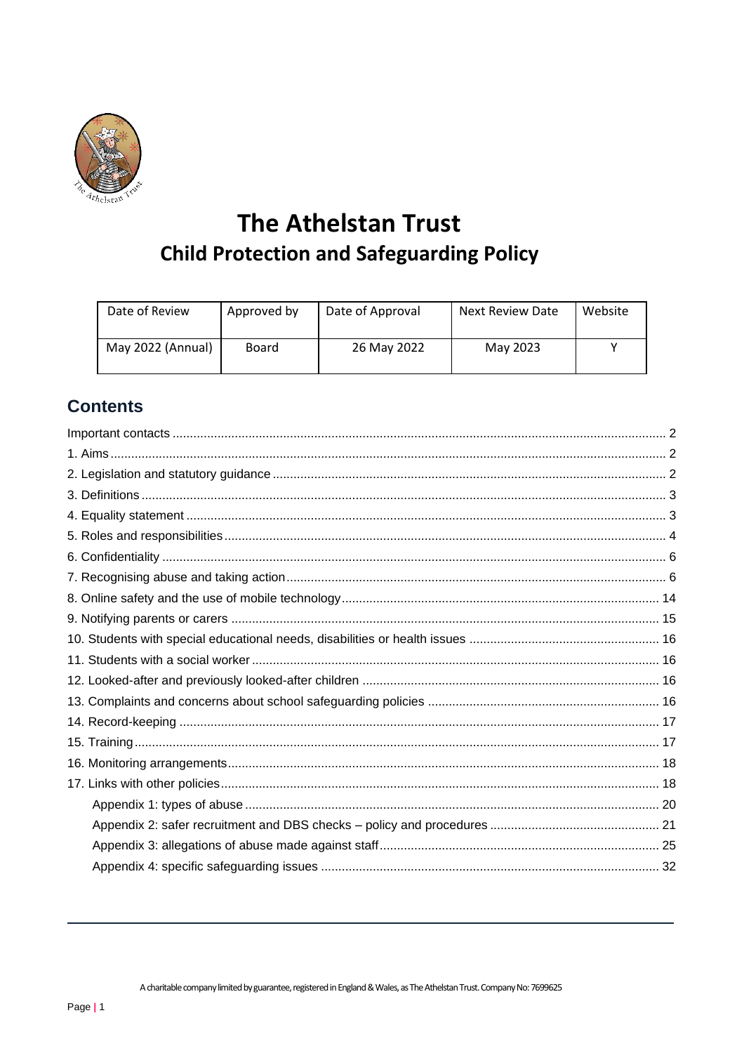# The Athelstan Trust

## Child Protection and Safeguarding Policy

| Date of Review | Approved by | Date of Approval | Next Review Date | Website |
|---|---|---|---|---|
| May 2022 (Annual) | Board | 26 May 2022 | May 2023 | Y |

## Contents

Important contacts ..... 2
1. Aims ..... 2
2. Legislation and statutory guidance ..... 2
3. Definitions ..... 3
4. Equality statement ..... 3
5. Roles and responsibilities ..... 4
6. Confidentiality ..... 6
7. Recognising abuse and taking action ..... 6
8. Online safety and the use of mobile technology ..... 14
9. Notifying parents or carers ..... 15
10. Students with special educational needs, disabilities or health issues ..... 16
11. Students with a social worker ..... 16
12. Looked-after and previously looked-after children ..... 16
13. Complaints and concerns about school safeguarding policies ..... 16
14. Record-keeping ..... 17
15. Training ..... 17
16. Monitoring arrangements ..... 18
17. Links with other policies ..... 18
- Appendix 1: types of abuse ..... 20
- Appendix 2: safer recruitment and DBS checks – policy and procedures ..... 21
- Appendix 3: allegations of abuse made against staff ..... 25
- Appendix 4: specific safeguarding issues ..... 32

A charitable company limited by guarantee, registered in England & Wales, as The Athelstan Trust. Company No: 7699625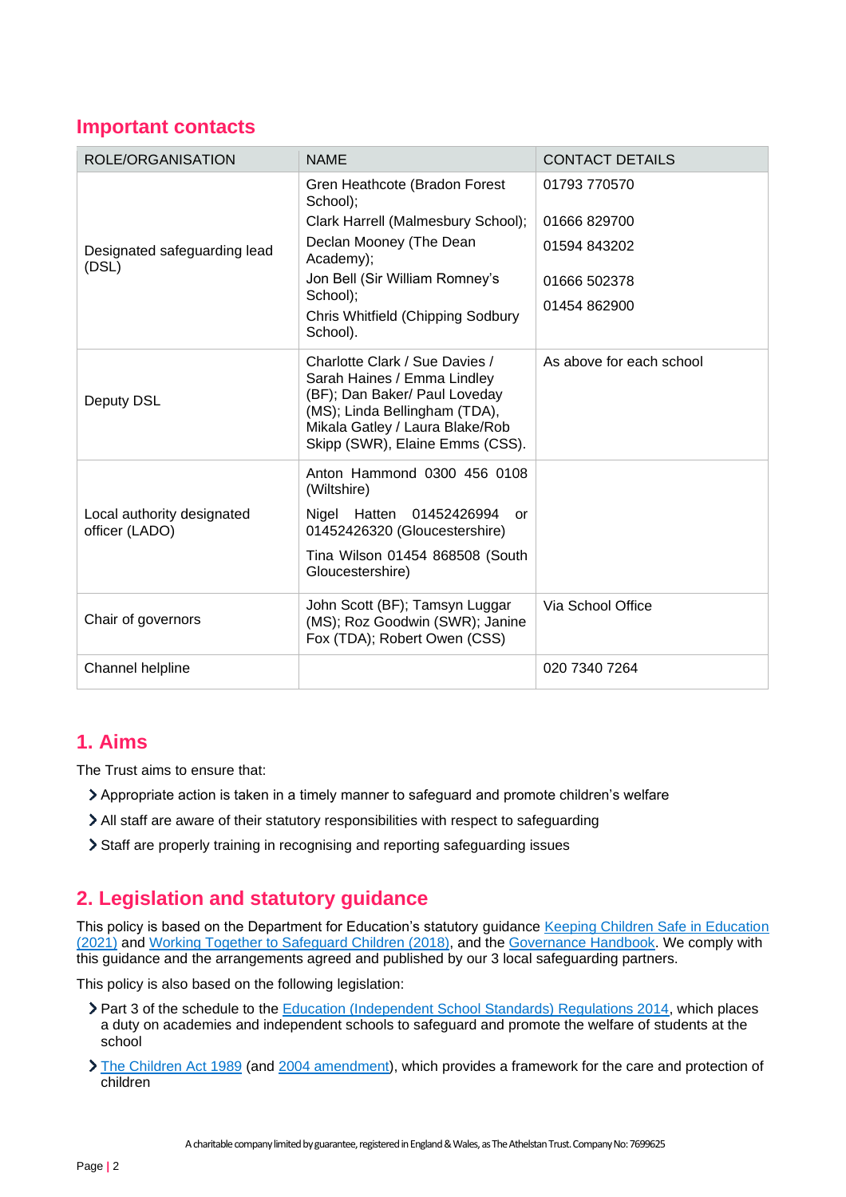## Important contacts

| ROLE/ORGANISATION | NAME | CONTACT DETAILS |
|---|---|---|
| Designated safeguarding lead (DSL) | Gren Heathcote (Bradon Forest School);<br>Clark Harrell (Malmesbury School);<br>Declan Mooney (The Dean Academy);<br>Jon Bell (Sir William Romney's School);<br>Chris Whitfield (Chipping Sodbury School). | 01793 770570<br>01666 829700<br>01594 843202<br>01666 502378<br>01454 862900 |
| Deputy DSL | Charlotte Clark / Sue Davies / Sarah Haines / Emma Lindley (BF); Dan Baker/ Paul Loveday (MS); Linda Bellingham (TDA), Mikala Gatley / Laura Blake/Rob Skipp (SWR), Elaine Emms (CSS). | As above for each school |
| Local authority designated officer (LADO) | Anton Hammond 0300 456 0108 (Wiltshire)<br>Nigel Hatten 01452426994 or 01452426320 (Gloucestershire)<br>Tina Wilson 01454 868508 (South Gloucestershire) | |
| Chair of governors | John Scott (BF); Tamsyn Luggar (MS); Roz Goodwin (SWR); Janine Fox (TDA); Robert Owen (CSS) | Via School Office |
| Channel helpline | | 020 7340 7264 |

## 1. Aims

The Trust aims to ensure that:

- Appropriate action is taken in a timely manner to safeguard and promote children's welfare
- All staff are aware of their statutory responsibilities with respect to safeguarding
- Staff are properly training in recognising and reporting safeguarding issues

## 2. Legislation and statutory guidance

This policy is based on the Department for Education's statutory guidance Keeping Children Safe in Education (2021) and Working Together to Safeguard Children (2018), and the Governance Handbook. We comply with this guidance and the arrangements agreed and published by our 3 local safeguarding partners.

This policy is also based on the following legislation:

- Part 3 of the schedule to the Education (Independent School Standards) Regulations 2014, which places a duty on academies and independent schools to safeguard and promote the welfare of students at the school
- The Children Act 1989 (and 2004 amendment), which provides a framework for the care and protection of children

A charitable company limited by guarantee, registered in England & Wales, as The Athelstan Trust. Company No: 7699625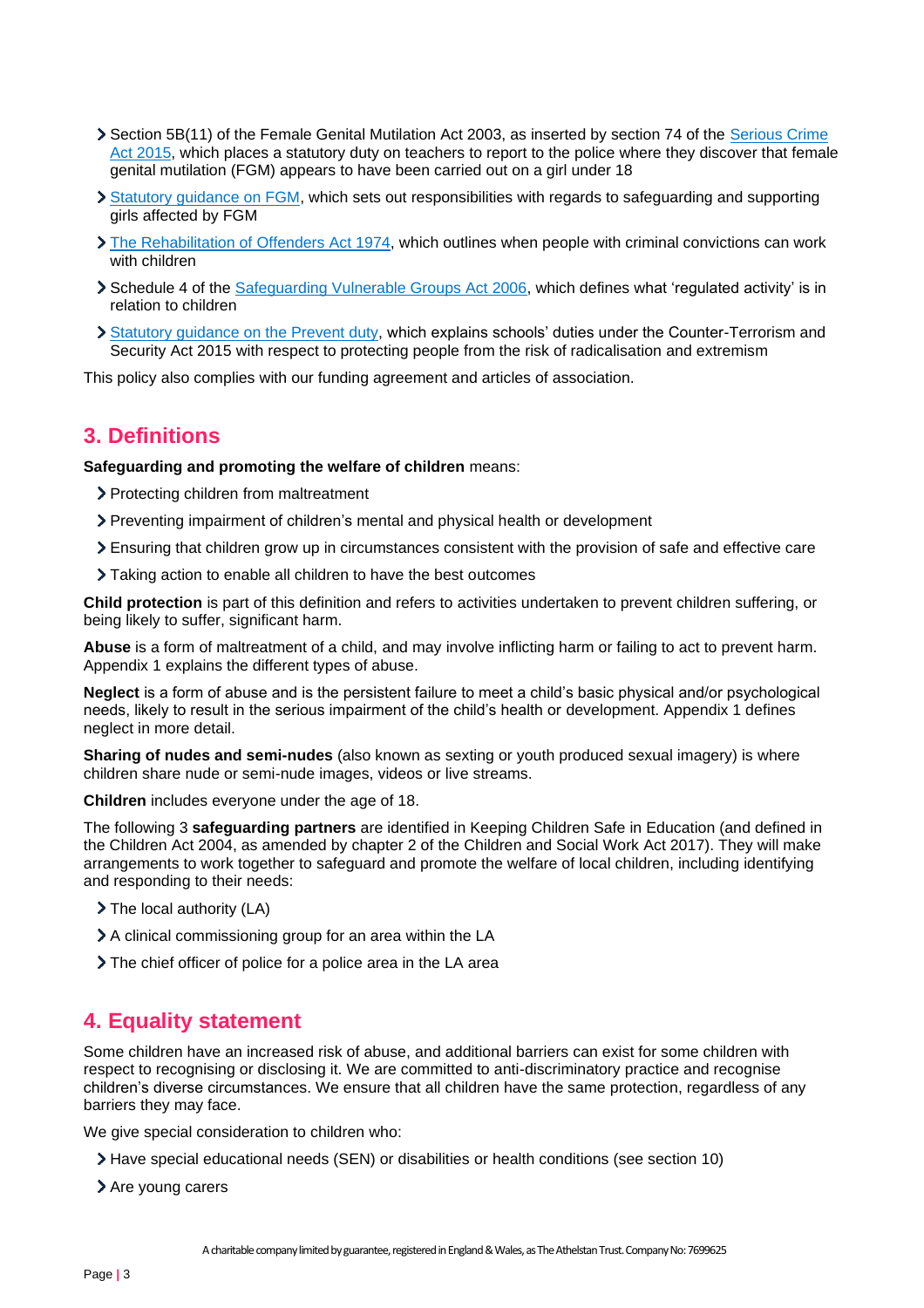- Section 5B(11) of the Female Genital Mutilation Act 2003, as inserted by section 74 of the [Serious Crime Act 2015](), which places a statutory duty on teachers to report to the police where they discover that female genital mutilation (FGM) appears to have been carried out on a girl under 18
- [Statutory guidance on FGM](), which sets out responsibilities with regards to safeguarding and supporting girls affected by FGM
- [The Rehabilitation of Offenders Act 1974](), which outlines when people with criminal convictions can work with children
- Schedule 4 of the [Safeguarding Vulnerable Groups Act 2006](), which defines what 'regulated activity' is in relation to children
- [Statutory guidance on the Prevent duty](), which explains schools' duties under the Counter-Terrorism and Security Act 2015 with respect to protecting people from the risk of radicalisation and extremism

This policy also complies with our funding agreement and articles of association.

## 3. Definitions

**Safeguarding and promoting the welfare of children** means:

- Protecting children from maltreatment
- Preventing impairment of children's mental and physical health or development
- Ensuring that children grow up in circumstances consistent with the provision of safe and effective care
- Taking action to enable all children to have the best outcomes

**Child protection** is part of this definition and refers to activities undertaken to prevent children suffering, or being likely to suffer, significant harm.

**Abuse** is a form of maltreatment of a child, and may involve inflicting harm or failing to act to prevent harm. Appendix 1 explains the different types of abuse.

**Neglect** is a form of abuse and is the persistent failure to meet a child's basic physical and/or psychological needs, likely to result in the serious impairment of the child's health or development. Appendix 1 defines neglect in more detail.

**Sharing of nudes and semi-nudes** (also known as sexting or youth produced sexual imagery) is where children share nude or semi-nude images, videos or live streams.

**Children** includes everyone under the age of 18.

The following 3 **safeguarding partners** are identified in Keeping Children Safe in Education (and defined in the Children Act 2004, as amended by chapter 2 of the Children and Social Work Act 2017). They will make arrangements to work together to safeguard and promote the welfare of local children, including identifying and responding to their needs:

- The local authority (LA)
- A clinical commissioning group for an area within the LA
- The chief officer of police for a police area in the LA area

## 4. Equality statement

Some children have an increased risk of abuse, and additional barriers can exist for some children with respect to recognising or disclosing it. We are committed to anti-discriminatory practice and recognise children's diverse circumstances. We ensure that all children have the same protection, regardless of any barriers they may face.

We give special consideration to children who:

- Have special educational needs (SEN) or disabilities or health conditions (see section 10)
- Are young carers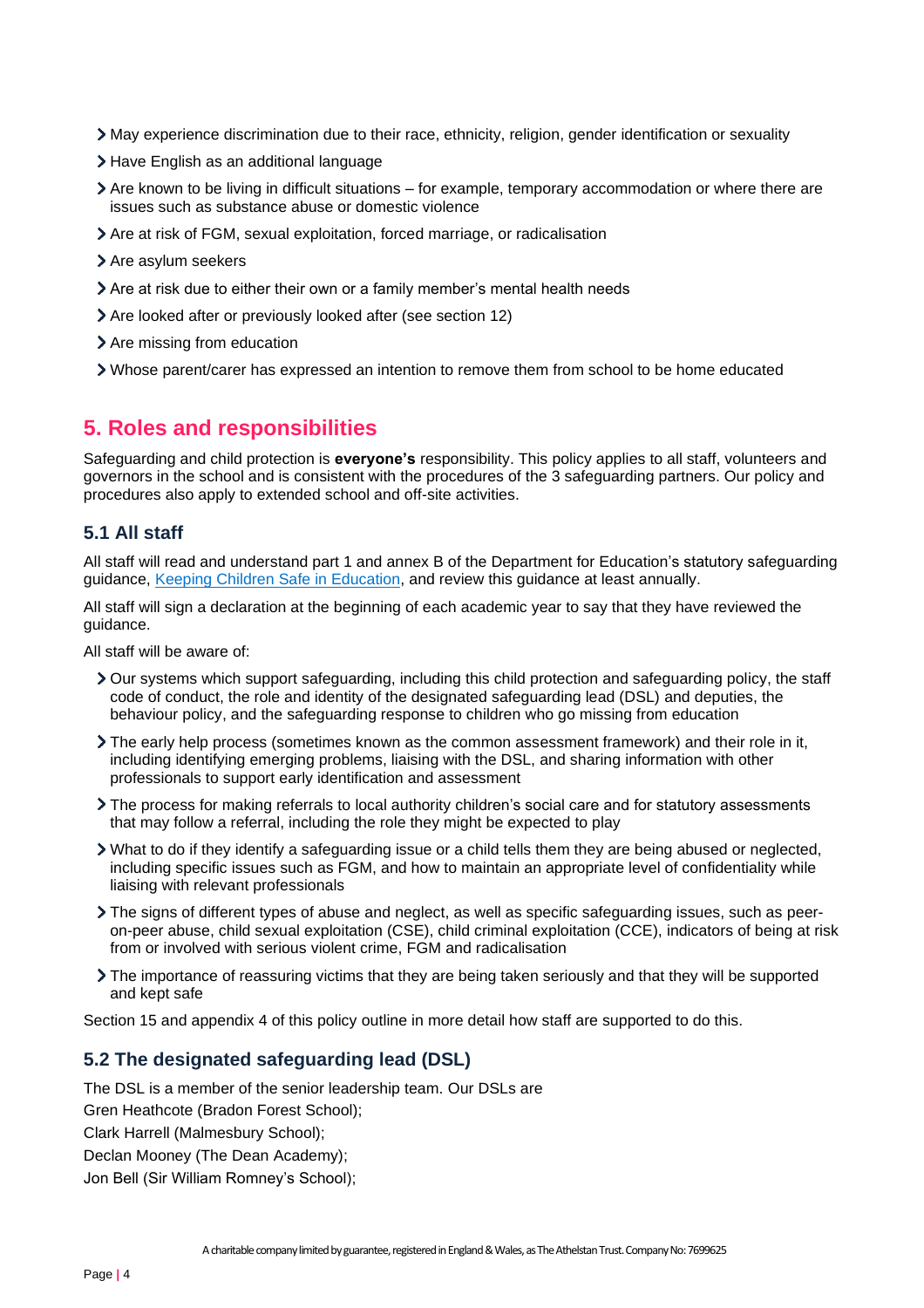- May experience discrimination due to their race, ethnicity, religion, gender identification or sexuality
- Have English as an additional language
- Are known to be living in difficult situations – for example, temporary accommodation or where there are issues such as substance abuse or domestic violence
- Are at risk of FGM, sexual exploitation, forced marriage, or radicalisation
- Are asylum seekers
- Are at risk due to either their own or a family member's mental health needs
- Are looked after or previously looked after (see section 12)
- Are missing from education
- Whose parent/carer has expressed an intention to remove them from school to be home educated

## 5. Roles and responsibilities

Safeguarding and child protection is **everyone's** responsibility. This policy applies to all staff, volunteers and governors in the school and is consistent with the procedures of the 3 safeguarding partners. Our policy and procedures also apply to extended school and off-site activities.

### 5.1 All staff

All staff will read and understand part 1 and annex B of the Department for Education's statutory safeguarding guidance, Keeping Children Safe in Education, and review this guidance at least annually.

All staff will sign a declaration at the beginning of each academic year to say that they have reviewed the guidance.

All staff will be aware of:

- Our systems which support safeguarding, including this child protection and safeguarding policy, the staff code of conduct, the role and identity of the designated safeguarding lead (DSL) and deputies, the behaviour policy, and the safeguarding response to children who go missing from education
- The early help process (sometimes known as the common assessment framework) and their role in it, including identifying emerging problems, liaising with the DSL, and sharing information with other professionals to support early identification and assessment
- The process for making referrals to local authority children's social care and for statutory assessments that may follow a referral, including the role they might be expected to play
- What to do if they identify a safeguarding issue or a child tells them they are being abused or neglected, including specific issues such as FGM, and how to maintain an appropriate level of confidentiality while liaising with relevant professionals
- The signs of different types of abuse and neglect, as well as specific safeguarding issues, such as peer-on-peer abuse, child sexual exploitation (CSE), child criminal exploitation (CCE), indicators of being at risk from or involved with serious violent crime, FGM and radicalisation
- The importance of reassuring victims that they are being taken seriously and that they will be supported and kept safe

Section 15 and appendix 4 of this policy outline in more detail how staff are supported to do this.

### 5.2 The designated safeguarding lead (DSL)

The DSL is a member of the senior leadership team. Our DSLs are
Gren Heathcote (Bradon Forest School);
Clark Harrell (Malmesbury School);
Declan Mooney (The Dean Academy);
Jon Bell (Sir William Romney's School);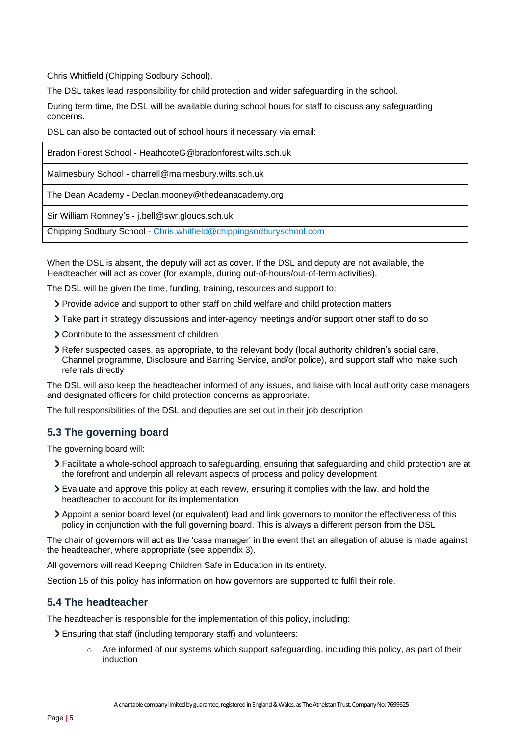Chris Whitfield (Chipping Sodbury School).

The DSL takes lead responsibility for child protection and wider safeguarding in the school.

During term time, the DSL will be available during school hours for staff to discuss any safeguarding concerns.

DSL can also be contacted out of school hours if necessary via email:

| |
|---|
| Bradon Forest School - HeathcoteG@bradonforest.wilts.sch.uk |
| Malmesbury School - charrell@malmesbury.wilts.sch.uk |
| The Dean Academy - Declan.mooney@thedeanacademy.org |
| Sir William Romney's - j.bell@swr.gloucs.sch.uk |
| Chipping Sodbury School - Chris.whitfield@chippingsodburyschool.com |

When the DSL is absent, the deputy will act as cover. If the DSL and deputy are not available, the Headteacher will act as cover (for example, during out-of-hours/out-of-term activities).

The DSL will be given the time, funding, training, resources and support to:

- Provide advice and support to other staff on child welfare and child protection matters
- Take part in strategy discussions and inter-agency meetings and/or support other staff to do so
- Contribute to the assessment of children
- Refer suspected cases, as appropriate, to the relevant body (local authority children's social care, Channel programme, Disclosure and Barring Service, and/or police), and support staff who make such referrals directly

The DSL will also keep the headteacher informed of any issues, and liaise with local authority case managers and designated officers for child protection concerns as appropriate.

The full responsibilities of the DSL and deputies are set out in their job description.

### 5.3 The governing board

The governing board will:

- Facilitate a whole-school approach to safeguarding, ensuring that safeguarding and child protection are at the forefront and underpin all relevant aspects of process and policy development
- Evaluate and approve this policy at each review, ensuring it complies with the law, and hold the headteacher to account for its implementation
- Appoint a senior board level (or equivalent) lead and link governors to monitor the effectiveness of this policy in conjunction with the full governing board. This is always a different person from the DSL

The chair of governors will act as the 'case manager' in the event that an allegation of abuse is made against the headteacher, where appropriate (see appendix 3).

All governors will read Keeping Children Safe in Education in its entirety.

Section 15 of this policy has information on how governors are supported to fulfil their role.

### 5.4 The headteacher

The headteacher is responsible for the implementation of this policy, including:

- Ensuring that staff (including temporary staff) and volunteers:
  - Are informed of our systems which support safeguarding, including this policy, as part of their induction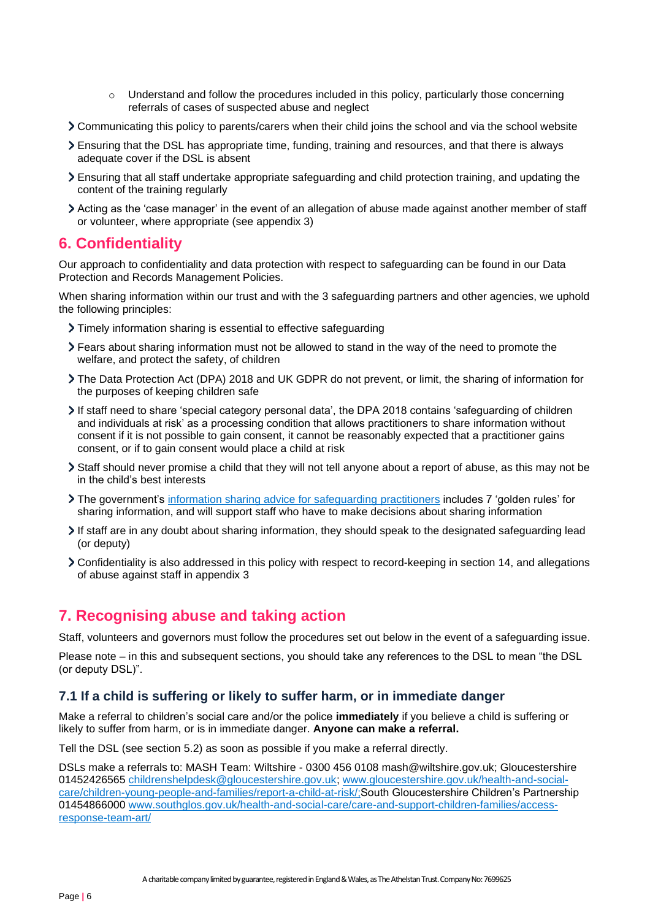- Understand and follow the procedures included in this policy, particularly those concerning referrals of cases of suspected abuse and neglect
- Communicating this policy to parents/carers when their child joins the school and via the school website
- Ensuring that the DSL has appropriate time, funding, training and resources, and that there is always adequate cover if the DSL is absent
- Ensuring that all staff undertake appropriate safeguarding and child protection training, and updating the content of the training regularly
- Acting as the 'case manager' in the event of an allegation of abuse made against another member of staff or volunteer, where appropriate (see appendix 3)

## 6. Confidentiality

Our approach to confidentiality and data protection with respect to safeguarding can be found in our Data Protection and Records Management Policies.

When sharing information within our trust and with the 3 safeguarding partners and other agencies, we uphold the following principles:

- Timely information sharing is essential to effective safeguarding
- Fears about sharing information must not be allowed to stand in the way of the need to promote the welfare, and protect the safety, of children
- The Data Protection Act (DPA) 2018 and UK GDPR do not prevent, or limit, the sharing of information for the purposes of keeping children safe
- If staff need to share 'special category personal data', the DPA 2018 contains 'safeguarding of children and individuals at risk' as a processing condition that allows practitioners to share information without consent if it is not possible to gain consent, it cannot be reasonably expected that a practitioner gains consent, or if to gain consent would place a child at risk
- Staff should never promise a child that they will not tell anyone about a report of abuse, as this may not be in the child's best interests
- The government's [information sharing advice for safeguarding practitioners](#) includes 7 'golden rules' for sharing information, and will support staff who have to make decisions about sharing information
- If staff are in any doubt about sharing information, they should speak to the designated safeguarding lead (or deputy)
- Confidentiality is also addressed in this policy with respect to record-keeping in section 14, and allegations of abuse against staff in appendix 3

## 7. Recognising abuse and taking action

Staff, volunteers and governors must follow the procedures set out below in the event of a safeguarding issue.

Please note – in this and subsequent sections, you should take any references to the DSL to mean "the DSL (or deputy DSL)".

### 7.1 If a child is suffering or likely to suffer harm, or in immediate danger

Make a referral to children's social care and/or the police **immediately** if you believe a child is suffering or likely to suffer from harm, or is in immediate danger. **Anyone can make a referral.**

Tell the DSL (see section 5.2) as soon as possible if you make a referral directly.

DSLs make a referrals to: MASH Team: Wiltshire - 0300 456 0108 mash@wiltshire.gov.uk; Gloucestershire 01452426565 childrenshelpdesk@gloucestershire.gov.uk; www.gloucestershire.gov.uk/health-and-social-care/children-young-people-and-families/report-a-child-at-risk/;South Gloucestershire Children's Partnership 01454866000 www.southglos.gov.uk/health-and-social-care/care-and-support-children-families/access-response-team-art/

A charitable company limited by guarantee, registered in England & Wales, as The Athelstan Trust. Company No: 7699625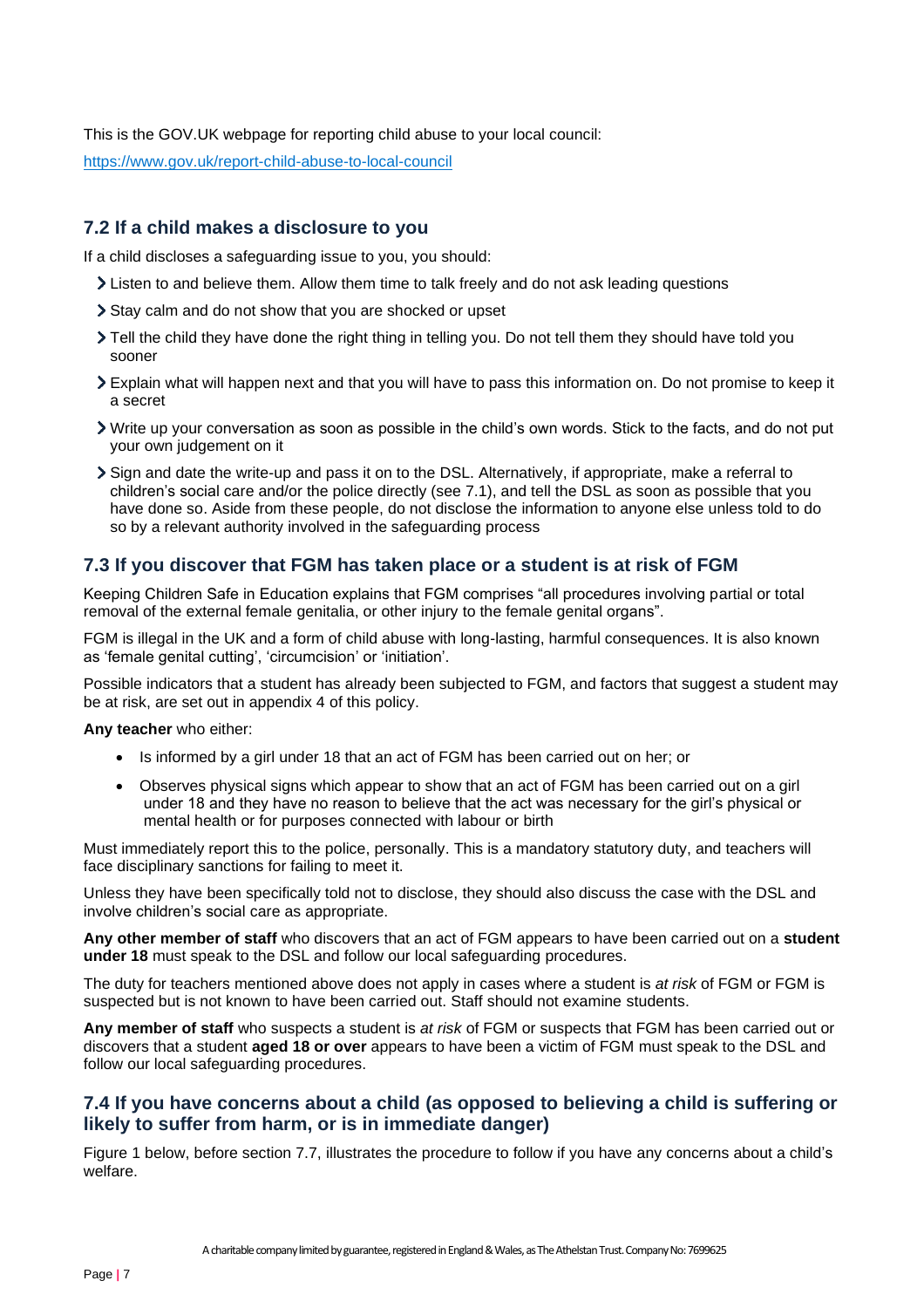This is the GOV.UK webpage for reporting child abuse to your local council: [https://www.gov.uk/report-child-abuse-to-local-council](https://www.gov.uk/report-child-abuse-to-local-council)

### 7.2 If a child makes a disclosure to you

If a child discloses a safeguarding issue to you, you should:

- Listen to and believe them. Allow them time to talk freely and do not ask leading questions
- Stay calm and do not show that you are shocked or upset
- Tell the child they have done the right thing in telling you. Do not tell them they should have told you sooner
- Explain what will happen next and that you will have to pass this information on. Do not promise to keep it a secret
- Write up your conversation as soon as possible in the child's own words. Stick to the facts, and do not put your own judgement on it
- Sign and date the write-up and pass it on to the DSL. Alternatively, if appropriate, make a referral to children's social care and/or the police directly (see 7.1), and tell the DSL as soon as possible that you have done so. Aside from these people, do not disclose the information to anyone else unless told to do so by a relevant authority involved in the safeguarding process

### 7.3 If you discover that FGM has taken place or a student is at risk of FGM

Keeping Children Safe in Education explains that FGM comprises "all procedures involving partial or total removal of the external female genitalia, or other injury to the female genital organs".

FGM is illegal in the UK and a form of child abuse with long-lasting, harmful consequences. It is also known as 'female genital cutting', 'circumcision' or 'initiation'.

Possible indicators that a student has already been subjected to FGM, and factors that suggest a student may be at risk, are set out in appendix 4 of this policy.

**Any teacher** who either:

- Is informed by a girl under 18 that an act of FGM has been carried out on her; or
- Observes physical signs which appear to show that an act of FGM has been carried out on a girl under 18 and they have no reason to believe that the act was necessary for the girl's physical or mental health or for purposes connected with labour or birth

Must immediately report this to the police, personally. This is a mandatory statutory duty, and teachers will face disciplinary sanctions for failing to meet it.

Unless they have been specifically told not to disclose, they should also discuss the case with the DSL and involve children's social care as appropriate.

**Any other member of staff** who discovers that an act of FGM appears to have been carried out on a **student under 18** must speak to the DSL and follow our local safeguarding procedures.

The duty for teachers mentioned above does not apply in cases where a student is *at risk* of FGM or FGM is suspected but is not known to have been carried out. Staff should not examine students.

**Any member of staff** who suspects a student is *at risk* of FGM or suspects that FGM has been carried out or discovers that a student **aged 18 or over** appears to have been a victim of FGM must speak to the DSL and follow our local safeguarding procedures.

### 7.4 If you have concerns about a child (as opposed to believing a child is suffering or likely to suffer from harm, or is in immediate danger)

Figure 1 below, before section 7.7, illustrates the procedure to follow if you have any concerns about a child's welfare.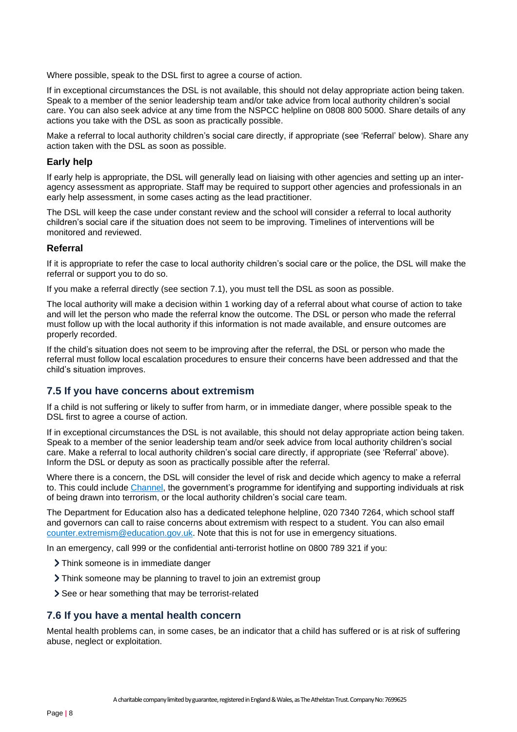Where possible, speak to the DSL first to agree a course of action.

If in exceptional circumstances the DSL is not available, this should not delay appropriate action being taken. Speak to a member of the senior leadership team and/or take advice from local authority children's social care. You can also seek advice at any time from the NSPCC helpline on 0808 800 5000. Share details of any actions you take with the DSL as soon as practically possible.

Make a referral to local authority children's social care directly, if appropriate (see 'Referral' below). Share any action taken with the DSL as soon as possible.

### Early help

If early help is appropriate, the DSL will generally lead on liaising with other agencies and setting up an inter-agency assessment as appropriate. Staff may be required to support other agencies and professionals in an early help assessment, in some cases acting as the lead practitioner.

The DSL will keep the case under constant review and the school will consider a referral to local authority children's social care if the situation does not seem to be improving. Timelines of interventions will be monitored and reviewed.

### Referral

If it is appropriate to refer the case to local authority children's social care or the police, the DSL will make the referral or support you to do so.

If you make a referral directly (see section 7.1), you must tell the DSL as soon as possible.

The local authority will make a decision within 1 working day of a referral about what course of action to take and will let the person who made the referral know the outcome. The DSL or person who made the referral must follow up with the local authority if this information is not made available, and ensure outcomes are properly recorded.

If the child's situation does not seem to be improving after the referral, the DSL or person who made the referral must follow local escalation procedures to ensure their concerns have been addressed and that the child's situation improves.

## 7.5 If you have concerns about extremism

If a child is not suffering or likely to suffer from harm, or in immediate danger, where possible speak to the DSL first to agree a course of action.

If in exceptional circumstances the DSL is not available, this should not delay appropriate action being taken. Speak to a member of the senior leadership team and/or seek advice from local authority children's social care. Make a referral to local authority children's social care directly, if appropriate (see 'Referral' above). Inform the DSL or deputy as soon as practically possible after the referral.

Where there is a concern, the DSL will consider the level of risk and decide which agency to make a referral to. This could include Channel, the government's programme for identifying and supporting individuals at risk of being drawn into terrorism, or the local authority children's social care team.

The Department for Education also has a dedicated telephone helpline, 020 7340 7264, which school staff and governors can call to raise concerns about extremism with respect to a student. You can also email counter.extremism@education.gov.uk. Note that this is not for use in emergency situations.

In an emergency, call 999 or the confidential anti-terrorist hotline on 0800 789 321 if you:

- Think someone is in immediate danger
- Think someone may be planning to travel to join an extremist group
- See or hear something that may be terrorist-related

## 7.6 If you have a mental health concern

Mental health problems can, in some cases, be an indicator that a child has suffered or is at risk of suffering abuse, neglect or exploitation.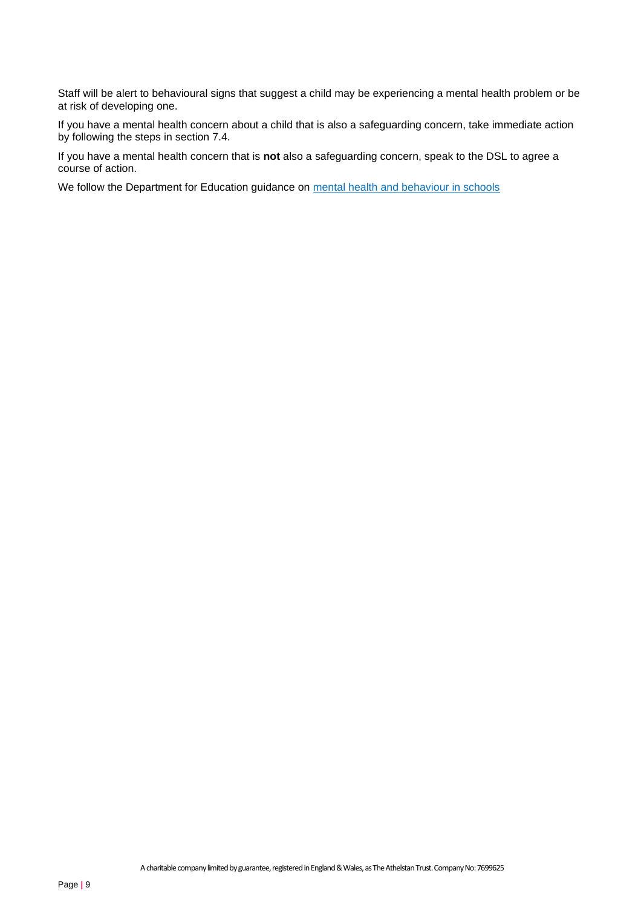Staff will be alert to behavioural signs that suggest a child may be experiencing a mental health problem or be at risk of developing one.

If you have a mental health concern about a child that is also a safeguarding concern, take immediate action by following the steps in section 7.4.

If you have a mental health concern that is **not** also a safeguarding concern, speak to the DSL to agree a course of action.

We follow the Department for Education guidance on [mental health and behaviour in schools]()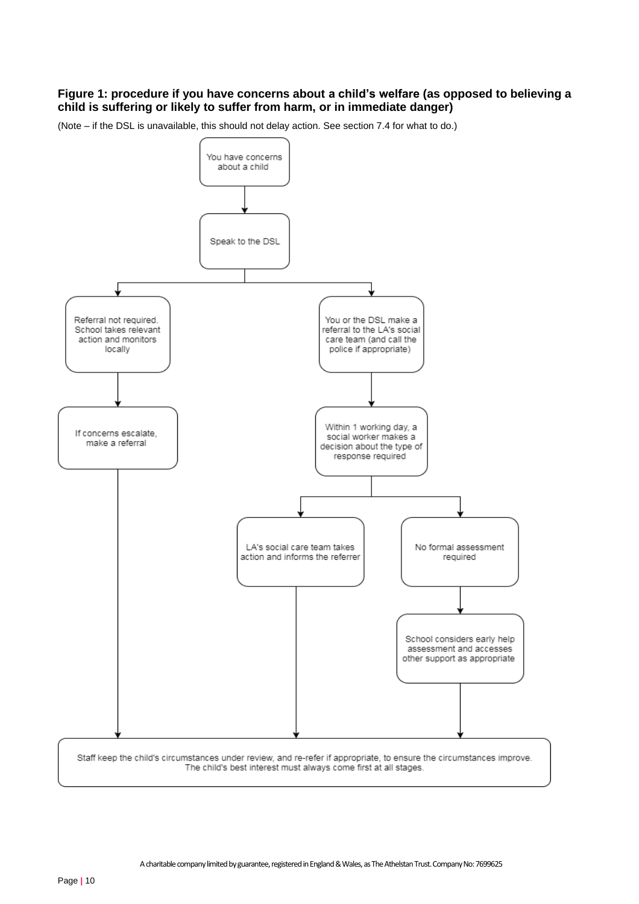**Figure 1: procedure if you have concerns about a child's welfare (as opposed to believing a child is suffering or likely to suffer from harm, or in immediate danger)**

(Note – if the DSL is unavailable, this should not delay action. See section 7.4 for what to do.)

You have concerns about a child

↓

Speak to the DSL

↓

- Referral not required. School takes relevant action and monitors locally
  - ↓ If concerns escalate, make a referral
- You or the DSL make a referral to the LA's social care team (and call the police if appropriate)
  - ↓ Within 1 working day, a social worker makes a decision about the type of response required
    - LA's social care team takes action and informs the referrer
    - No formal assessment required
      - ↓ School considers early help assessment and accesses other support as appropriate

↓

Staff keep the child's circumstances under review, and re-refer if appropriate, to ensure the circumstances improve. The child's best interest must always come first at all stages.

A charitable company limited by guarantee, registered in England & Wales, as The Athelstan Trust. Company No: 7699625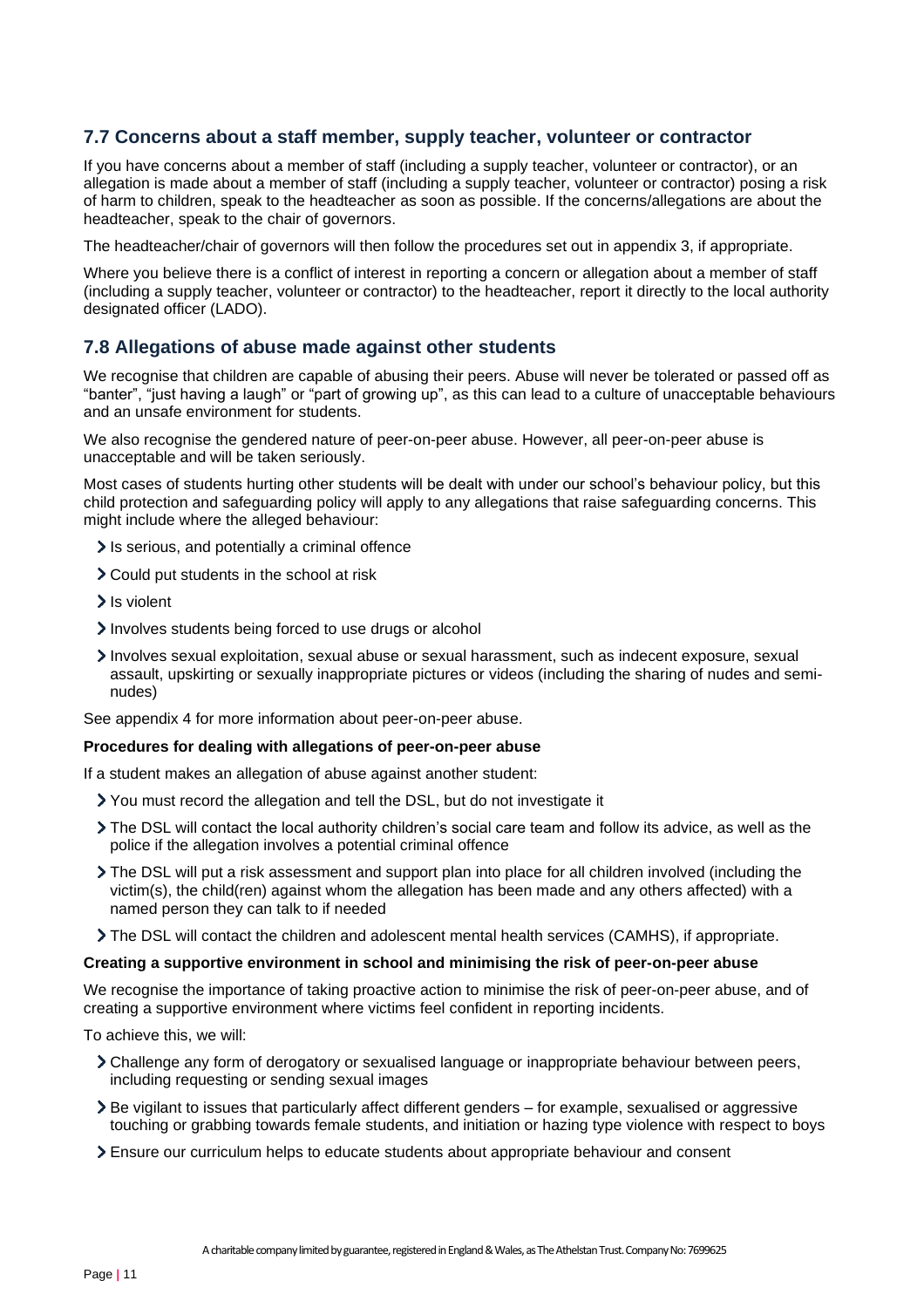## 7.7 Concerns about a staff member, supply teacher, volunteer or contractor

If you have concerns about a member of staff (including a supply teacher, volunteer or contractor), or an allegation is made about a member of staff (including a supply teacher, volunteer or contractor) posing a risk of harm to children, speak to the headteacher as soon as possible. If the concerns/allegations are about the headteacher, speak to the chair of governors.

The headteacher/chair of governors will then follow the procedures set out in appendix 3, if appropriate.

Where you believe there is a conflict of interest in reporting a concern or allegation about a member of staff (including a supply teacher, volunteer or contractor) to the headteacher, report it directly to the local authority designated officer (LADO).

## 7.8 Allegations of abuse made against other students

We recognise that children are capable of abusing their peers. Abuse will never be tolerated or passed off as "banter", "just having a laugh" or "part of growing up", as this can lead to a culture of unacceptable behaviours and an unsafe environment for students.

We also recognise the gendered nature of peer-on-peer abuse. However, all peer-on-peer abuse is unacceptable and will be taken seriously.

Most cases of students hurting other students will be dealt with under our school's behaviour policy, but this child protection and safeguarding policy will apply to any allegations that raise safeguarding concerns. This might include where the alleged behaviour:

- Is serious, and potentially a criminal offence
- Could put students in the school at risk
- Is violent
- Involves students being forced to use drugs or alcohol
- Involves sexual exploitation, sexual abuse or sexual harassment, such as indecent exposure, sexual assault, upskirting or sexually inappropriate pictures or videos (including the sharing of nudes and semi-nudes)

See appendix 4 for more information about peer-on-peer abuse.

**Procedures for dealing with allegations of peer-on-peer abuse**

If a student makes an allegation of abuse against another student:

- You must record the allegation and tell the DSL, but do not investigate it
- The DSL will contact the local authority children's social care team and follow its advice, as well as the police if the allegation involves a potential criminal offence
- The DSL will put a risk assessment and support plan into place for all children involved (including the victim(s), the child(ren) against whom the allegation has been made and any others affected) with a named person they can talk to if needed
- The DSL will contact the children and adolescent mental health services (CAMHS), if appropriate.

**Creating a supportive environment in school and minimising the risk of peer-on-peer abuse**

We recognise the importance of taking proactive action to minimise the risk of peer-on-peer abuse, and of creating a supportive environment where victims feel confident in reporting incidents.

To achieve this, we will:

- Challenge any form of derogatory or sexualised language or inappropriate behaviour between peers, including requesting or sending sexual images
- Be vigilant to issues that particularly affect different genders – for example, sexualised or aggressive touching or grabbing towards female students, and initiation or hazing type violence with respect to boys
- Ensure our curriculum helps to educate students about appropriate behaviour and consent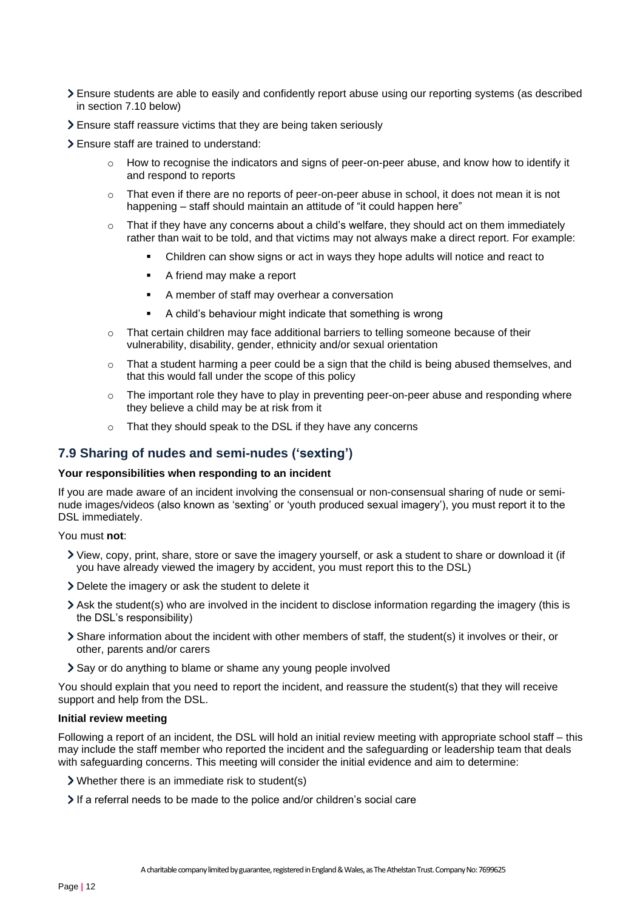- Ensure students are able to easily and confidently report abuse using our reporting systems (as described in section 7.10 below)
- Ensure staff reassure victims that they are being taken seriously
- Ensure staff are trained to understand:
  - How to recognise the indicators and signs of peer-on-peer abuse, and know how to identify it and respond to reports
  - That even if there are no reports of peer-on-peer abuse in school, it does not mean it is not happening – staff should maintain an attitude of "it could happen here"
  - That if they have any concerns about a child's welfare, they should act on them immediately rather than wait to be told, and that victims may not always make a direct report. For example:
    - Children can show signs or act in ways they hope adults will notice and react to
    - A friend may make a report
    - A member of staff may overhear a conversation
    - A child's behaviour might indicate that something is wrong
  - That certain children may face additional barriers to telling someone because of their vulnerability, disability, gender, ethnicity and/or sexual orientation
  - That a student harming a peer could be a sign that the child is being abused themselves, and that this would fall under the scope of this policy
  - The important role they have to play in preventing peer-on-peer abuse and responding where they believe a child may be at risk from it
  - That they should speak to the DSL if they have any concerns

## 7.9 Sharing of nudes and semi-nudes ('sexting')

**Your responsibilities when responding to an incident**

If you are made aware of an incident involving the consensual or non-consensual sharing of nude or semi-nude images/videos (also known as 'sexting' or 'youth produced sexual imagery'), you must report it to the DSL immediately.

You must **not**:

- View, copy, print, share, store or save the imagery yourself, or ask a student to share or download it (if you have already viewed the imagery by accident, you must report this to the DSL)
- Delete the imagery or ask the student to delete it
- Ask the student(s) who are involved in the incident to disclose information regarding the imagery (this is the DSL's responsibility)
- Share information about the incident with other members of staff, the student(s) it involves or their, or other, parents and/or carers
- Say or do anything to blame or shame any young people involved

You should explain that you need to report the incident, and reassure the student(s) that they will receive support and help from the DSL.

**Initial review meeting**

Following a report of an incident, the DSL will hold an initial review meeting with appropriate school staff – this may include the staff member who reported the incident and the safeguarding or leadership team that deals with safeguarding concerns. This meeting will consider the initial evidence and aim to determine:

- Whether there is an immediate risk to student(s)
- If a referral needs to be made to the police and/or children's social care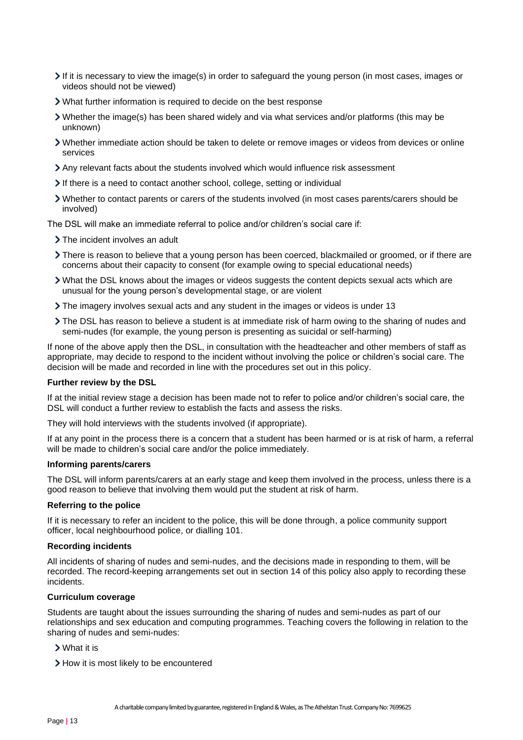- If it is necessary to view the image(s) in order to safeguard the young person (in most cases, images or videos should not be viewed)
- What further information is required to decide on the best response
- Whether the image(s) has been shared widely and via what services and/or platforms (this may be unknown)
- Whether immediate action should be taken to delete or remove images or videos from devices or online services
- Any relevant facts about the students involved which would influence risk assessment
- If there is a need to contact another school, college, setting or individual
- Whether to contact parents or carers of the students involved (in most cases parents/carers should be involved)

The DSL will make an immediate referral to police and/or children's social care if:

- The incident involves an adult
- There is reason to believe that a young person has been coerced, blackmailed or groomed, or if there are concerns about their capacity to consent (for example owing to special educational needs)
- What the DSL knows about the images or videos suggests the content depicts sexual acts which are unusual for the young person's developmental stage, or are violent
- The imagery involves sexual acts and any student in the images or videos is under 13
- The DSL has reason to believe a student is at immediate risk of harm owing to the sharing of nudes and semi-nudes (for example, the young person is presenting as suicidal or self-harming)

If none of the above apply then the DSL, in consultation with the headteacher and other members of staff as appropriate, may decide to respond to the incident without involving the police or children's social care. The decision will be made and recorded in line with the procedures set out in this policy.

**Further review by the DSL**

If at the initial review stage a decision has been made not to refer to police and/or children's social care, the DSL will conduct a further review to establish the facts and assess the risks.

They will hold interviews with the students involved (if appropriate).

If at any point in the process there is a concern that a student has been harmed or is at risk of harm, a referral will be made to children's social care and/or the police immediately.

**Informing parents/carers**

The DSL will inform parents/carers at an early stage and keep them involved in the process, unless there is a good reason to believe that involving them would put the student at risk of harm.

**Referring to the police**

If it is necessary to refer an incident to the police, this will be done through, a police community support officer, local neighbourhood police, or dialling 101.

**Recording incidents**

All incidents of sharing of nudes and semi-nudes, and the decisions made in responding to them, will be recorded. The record-keeping arrangements set out in section 14 of this policy also apply to recording these incidents.

**Curriculum coverage**

Students are taught about the issues surrounding the sharing of nudes and semi-nudes as part of our relationships and sex education and computing programmes. Teaching covers the following in relation to the sharing of nudes and semi-nudes:

- What it is
- How it is most likely to be encountered

A charitable company limited by guarantee, registered in England & Wales, as The Athelstan Trust. Company No: 7699625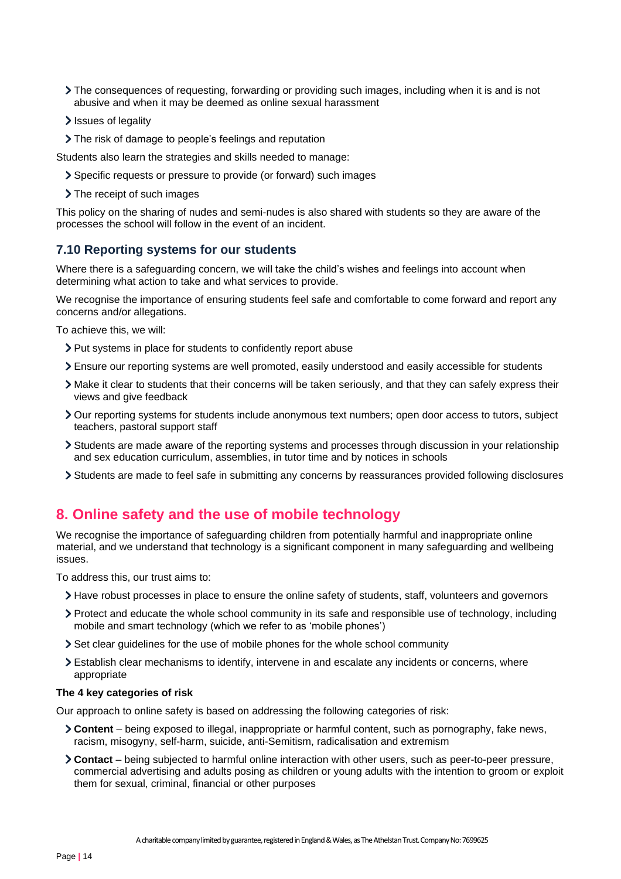- The consequences of requesting, forwarding or providing such images, including when it is and is not abusive and when it may be deemed as online sexual harassment
- Issues of legality
- The risk of damage to people's feelings and reputation

Students also learn the strategies and skills needed to manage:

- Specific requests or pressure to provide (or forward) such images
- The receipt of such images

This policy on the sharing of nudes and semi-nudes is also shared with students so they are aware of the processes the school will follow in the event of an incident.

### 7.10 Reporting systems for our students

Where there is a safeguarding concern, we will take the child's wishes and feelings into account when determining what action to take and what services to provide.

We recognise the importance of ensuring students feel safe and comfortable to come forward and report any concerns and/or allegations.

To achieve this, we will:

- Put systems in place for students to confidently report abuse
- Ensure our reporting systems are well promoted, easily understood and easily accessible for students
- Make it clear to students that their concerns will be taken seriously, and that they can safely express their views and give feedback
- Our reporting systems for students include anonymous text numbers; open door access to tutors, subject teachers, pastoral support staff
- Students are made aware of the reporting systems and processes through discussion in your relationship and sex education curriculum, assemblies, in tutor time and by notices in schools
- Students are made to feel safe in submitting any concerns by reassurances provided following disclosures

## 8. Online safety and the use of mobile technology

We recognise the importance of safeguarding children from potentially harmful and inappropriate online material, and we understand that technology is a significant component in many safeguarding and wellbeing issues.

To address this, our trust aims to:

- Have robust processes in place to ensure the online safety of students, staff, volunteers and governors
- Protect and educate the whole school community in its safe and responsible use of technology, including mobile and smart technology (which we refer to as 'mobile phones')
- Set clear guidelines for the use of mobile phones for the whole school community
- Establish clear mechanisms to identify, intervene in and escalate any incidents or concerns, where appropriate

**The 4 key categories of risk**

Our approach to online safety is based on addressing the following categories of risk:

- **Content** – being exposed to illegal, inappropriate or harmful content, such as pornography, fake news, racism, misogyny, self-harm, suicide, anti-Semitism, radicalisation and extremism
- **Contact** – being subjected to harmful online interaction with other users, such as peer-to-peer pressure, commercial advertising and adults posing as children or young adults with the intention to groom or exploit them for sexual, criminal, financial or other purposes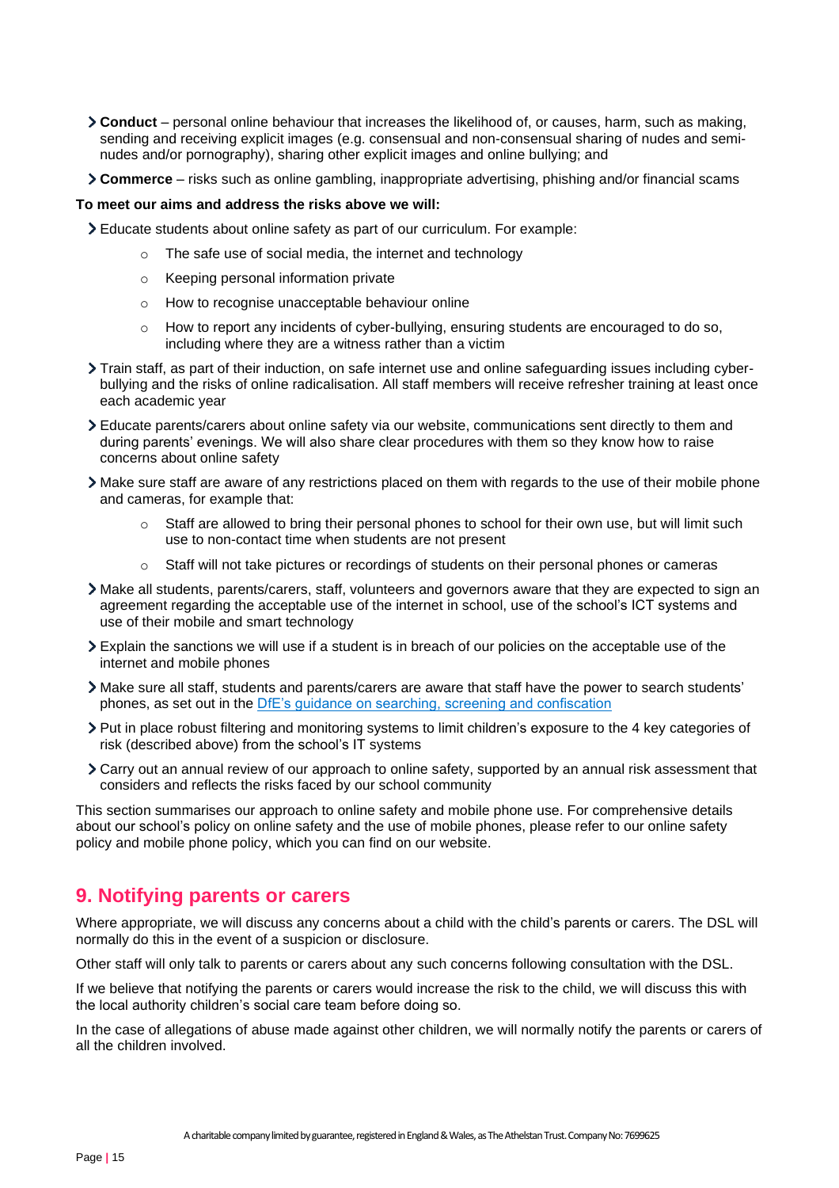- **Conduct** – personal online behaviour that increases the likelihood of, or causes, harm, such as making, sending and receiving explicit images (e.g. consensual and non-consensual sharing of nudes and semi-nudes and/or pornography), sharing other explicit images and online bullying; and
- **Commerce** – risks such as online gambling, inappropriate advertising, phishing and/or financial scams

**To meet our aims and address the risks above we will:**

- Educate students about online safety as part of our curriculum. For example:
    - The safe use of social media, the internet and technology
    - Keeping personal information private
    - How to recognise unacceptable behaviour online
    - How to report any incidents of cyber-bullying, ensuring students are encouraged to do so, including where they are a witness rather than a victim
- Train staff, as part of their induction, on safe internet use and online safeguarding issues including cyber-bullying and the risks of online radicalisation. All staff members will receive refresher training at least once each academic year
- Educate parents/carers about online safety via our website, communications sent directly to them and during parents' evenings. We will also share clear procedures with them so they know how to raise concerns about online safety
- Make sure staff are aware of any restrictions placed on them with regards to the use of their mobile phone and cameras, for example that:
    - Staff are allowed to bring their personal phones to school for their own use, but will limit such use to non-contact time when students are not present
    - Staff will not take pictures or recordings of students on their personal phones or cameras
- Make all students, parents/carers, staff, volunteers and governors aware that they are expected to sign an agreement regarding the acceptable use of the internet in school, use of the school's ICT systems and use of their mobile and smart technology
- Explain the sanctions we will use if a student is in breach of our policies on the acceptable use of the internet and mobile phones
- Make sure all staff, students and parents/carers are aware that staff have the power to search students' phones, as set out in the [DfE's guidance on searching, screening and confiscation]()
- Put in place robust filtering and monitoring systems to limit children's exposure to the 4 key categories of risk (described above) from the school's IT systems
- Carry out an annual review of our approach to online safety, supported by an annual risk assessment that considers and reflects the risks faced by our school community

This section summarises our approach to online safety and mobile phone use. For comprehensive details about our school's policy on online safety and the use of mobile phones, please refer to our online safety policy and mobile phone policy, which you can find on our website.

## 9. Notifying parents or carers

Where appropriate, we will discuss any concerns about a child with the child's parents or carers. The DSL will normally do this in the event of a suspicion or disclosure.

Other staff will only talk to parents or carers about any such concerns following consultation with the DSL.

If we believe that notifying the parents or carers would increase the risk to the child, we will discuss this with the local authority children's social care team before doing so.

In the case of allegations of abuse made against other children, we will normally notify the parents or carers of all the children involved.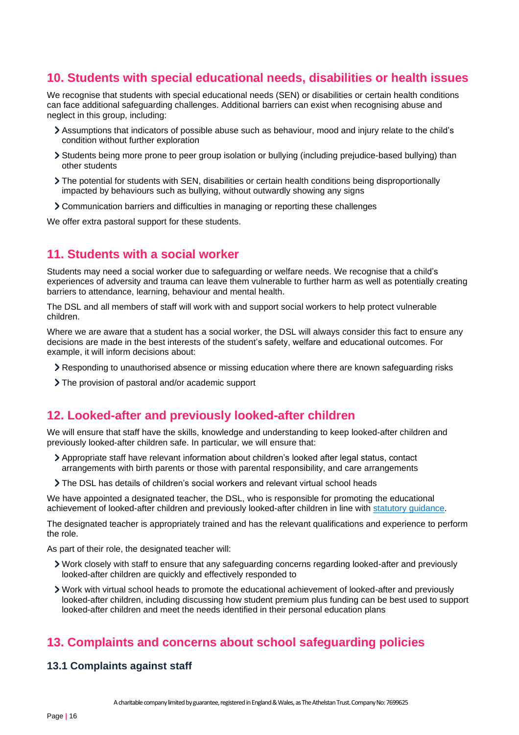## 10. Students with special educational needs, disabilities or health issues

We recognise that students with special educational needs (SEN) or disabilities or certain health conditions can face additional safeguarding challenges. Additional barriers can exist when recognising abuse and neglect in this group, including:

- Assumptions that indicators of possible abuse such as behaviour, mood and injury relate to the child's condition without further exploration
- Students being more prone to peer group isolation or bullying (including prejudice-based bullying) than other students
- The potential for students with SEN, disabilities or certain health conditions being disproportionally impacted by behaviours such as bullying, without outwardly showing any signs
- Communication barriers and difficulties in managing or reporting these challenges

We offer extra pastoral support for these students.

## 11. Students with a social worker

Students may need a social worker due to safeguarding or welfare needs. We recognise that a child's experiences of adversity and trauma can leave them vulnerable to further harm as well as potentially creating barriers to attendance, learning, behaviour and mental health.

The DSL and all members of staff will work with and support social workers to help protect vulnerable children.

Where we are aware that a student has a social worker, the DSL will always consider this fact to ensure any decisions are made in the best interests of the student's safety, welfare and educational outcomes. For example, it will inform decisions about:

- Responding to unauthorised absence or missing education where there are known safeguarding risks
- The provision of pastoral and/or academic support

## 12. Looked-after and previously looked-after children

We will ensure that staff have the skills, knowledge and understanding to keep looked-after children and previously looked-after children safe. In particular, we will ensure that:

- Appropriate staff have relevant information about children's looked after legal status, contact arrangements with birth parents or those with parental responsibility, and care arrangements
- The DSL has details of children's social workers and relevant virtual school heads

We have appointed a designated teacher, the DSL, who is responsible for promoting the educational achievement of looked-after children and previously looked-after children in line with statutory guidance.

The designated teacher is appropriately trained and has the relevant qualifications and experience to perform the role.

As part of their role, the designated teacher will:

- Work closely with staff to ensure that any safeguarding concerns regarding looked-after and previously looked-after children are quickly and effectively responded to
- Work with virtual school heads to promote the educational achievement of looked-after and previously looked-after children, including discussing how student premium plus funding can be best used to support looked-after children and meet the needs identified in their personal education plans

## 13. Complaints and concerns about school safeguarding policies

### 13.1 Complaints against staff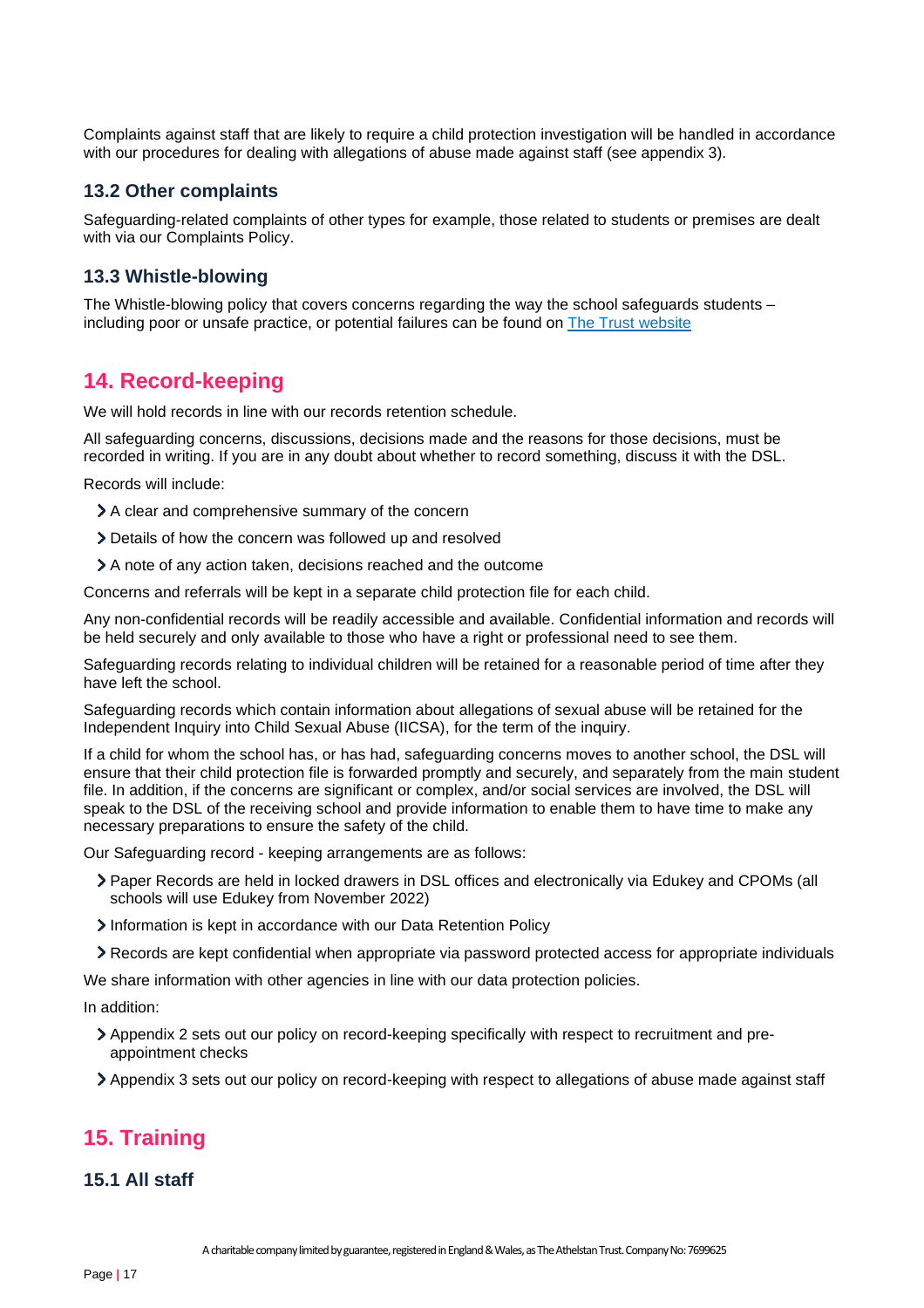Complaints against staff that are likely to require a child protection investigation will be handled in accordance with our procedures for dealing with allegations of abuse made against staff (see appendix 3).

### 13.2 Other complaints

Safeguarding-related complaints of other types for example, those related to students or premises are dealt with via our Complaints Policy.

### 13.3 Whistle-blowing

The Whistle-blowing policy that covers concerns regarding the way the school safeguards students – including poor or unsafe practice, or potential failures can be found on [The Trust website]

## 14. Record-keeping

We will hold records in line with our records retention schedule.

All safeguarding concerns, discussions, decisions made and the reasons for those decisions, must be recorded in writing. If you are in any doubt about whether to record something, discuss it with the DSL.

Records will include:

- A clear and comprehensive summary of the concern
- Details of how the concern was followed up and resolved
- A note of any action taken, decisions reached and the outcome

Concerns and referrals will be kept in a separate child protection file for each child.

Any non-confidential records will be readily accessible and available. Confidential information and records will be held securely and only available to those who have a right or professional need to see them.

Safeguarding records relating to individual children will be retained for a reasonable period of time after they have left the school.

Safeguarding records which contain information about allegations of sexual abuse will be retained for the Independent Inquiry into Child Sexual Abuse (IICSA), for the term of the inquiry.

If a child for whom the school has, or has had, safeguarding concerns moves to another school, the DSL will ensure that their child protection file is forwarded promptly and securely, and separately from the main student file. In addition, if the concerns are significant or complex, and/or social services are involved, the DSL will speak to the DSL of the receiving school and provide information to enable them to have time to make any necessary preparations to ensure the safety of the child.

Our Safeguarding record - keeping arrangements are as follows:

- Paper Records are held in locked drawers in DSL offices and electronically via Edukey and CPOMs (all schools will use Edukey from November 2022)
- Information is kept in accordance with our Data Retention Policy
- Records are kept confidential when appropriate via password protected access for appropriate individuals

We share information with other agencies in line with our data protection policies.

In addition:

- Appendix 2 sets out our policy on record-keeping specifically with respect to recruitment and pre-appointment checks
- Appendix 3 sets out our policy on record-keeping with respect to allegations of abuse made against staff

## 15. Training

### 15.1 All staff

A charitable company limited by guarantee, registered in England & Wales, as The Athelstan Trust. Company No: 7699625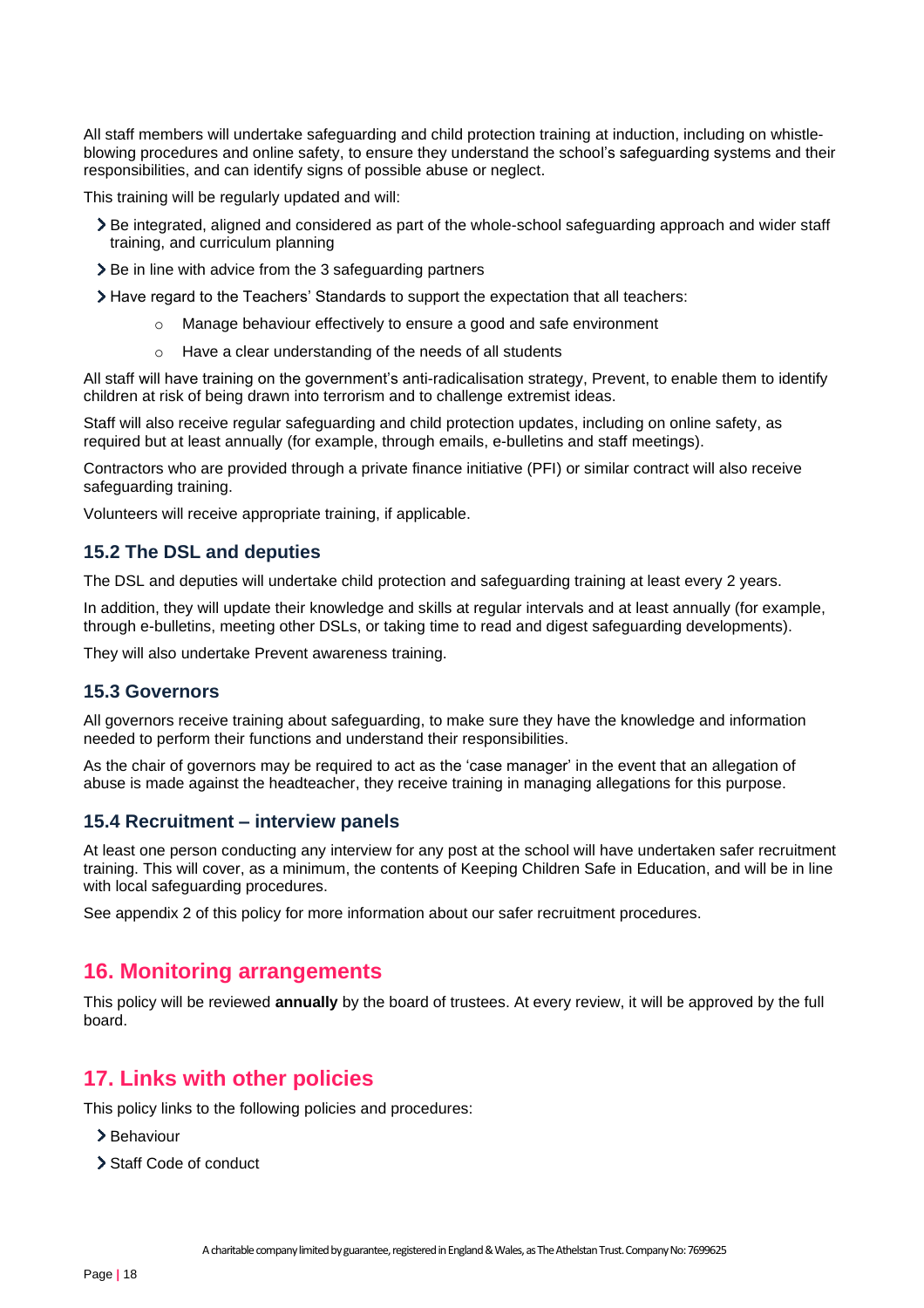All staff members will undertake safeguarding and child protection training at induction, including on whistle-blowing procedures and online safety, to ensure they understand the school's safeguarding systems and their responsibilities, and can identify signs of possible abuse or neglect.

This training will be regularly updated and will:

- Be integrated, aligned and considered as part of the whole-school safeguarding approach and wider staff training, and curriculum planning
- Be in line with advice from the 3 safeguarding partners
- Have regard to the Teachers' Standards to support the expectation that all teachers:
  - Manage behaviour effectively to ensure a good and safe environment
  - Have a clear understanding of the needs of all students

All staff will have training on the government's anti-radicalisation strategy, Prevent, to enable them to identify children at risk of being drawn into terrorism and to challenge extremist ideas.

Staff will also receive regular safeguarding and child protection updates, including on online safety, as required but at least annually (for example, through emails, e-bulletins and staff meetings).

Contractors who are provided through a private finance initiative (PFI) or similar contract will also receive safeguarding training.

Volunteers will receive appropriate training, if applicable.

### 15.2 The DSL and deputies

The DSL and deputies will undertake child protection and safeguarding training at least every 2 years.

In addition, they will update their knowledge and skills at regular intervals and at least annually (for example, through e-bulletins, meeting other DSLs, or taking time to read and digest safeguarding developments).

They will also undertake Prevent awareness training.

### 15.3 Governors

All governors receive training about safeguarding, to make sure they have the knowledge and information needed to perform their functions and understand their responsibilities.

As the chair of governors may be required to act as the 'case manager' in the event that an allegation of abuse is made against the headteacher, they receive training in managing allegations for this purpose.

### 15.4 Recruitment – interview panels

At least one person conducting any interview for any post at the school will have undertaken safer recruitment training. This will cover, as a minimum, the contents of Keeping Children Safe in Education, and will be in line with local safeguarding procedures.

See appendix 2 of this policy for more information about our safer recruitment procedures.

## 16. Monitoring arrangements

This policy will be reviewed **annually** by the board of trustees. At every review, it will be approved by the full board.

## 17. Links with other policies

This policy links to the following policies and procedures:

- Behaviour
- Staff Code of conduct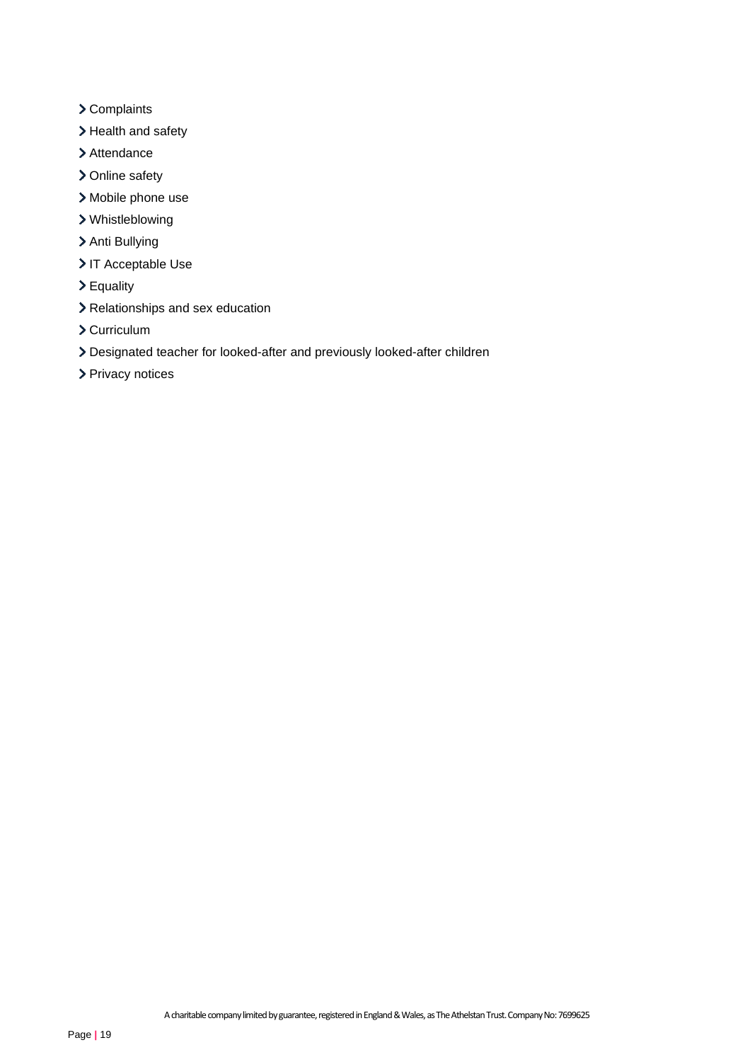- Complaints
- Health and safety
- Attendance
- Online safety
- Mobile phone use
- Whistleblowing
- Anti Bullying
- IT Acceptable Use
- Equality
- Relationships and sex education
- Curriculum
- Designated teacher for looked-after and previously looked-after children
- Privacy notices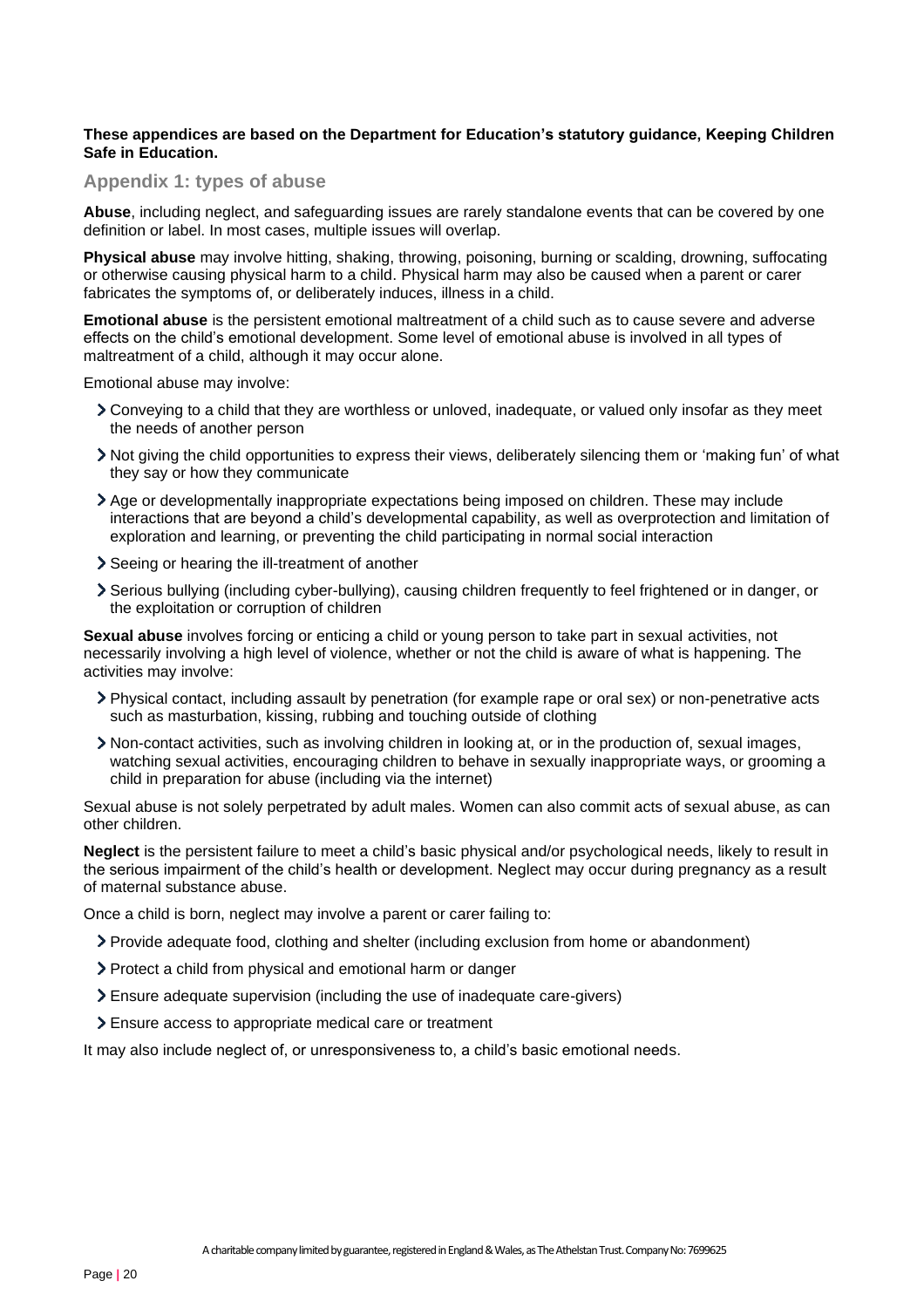**These appendices are based on the Department for Education's statutory guidance, Keeping Children Safe in Education.**

## Appendix 1: types of abuse

**Abuse**, including neglect, and safeguarding issues are rarely standalone events that can be covered by one definition or label. In most cases, multiple issues will overlap.

**Physical abuse** may involve hitting, shaking, throwing, poisoning, burning or scalding, drowning, suffocating or otherwise causing physical harm to a child. Physical harm may also be caused when a parent or carer fabricates the symptoms of, or deliberately induces, illness in a child.

**Emotional abuse** is the persistent emotional maltreatment of a child such as to cause severe and adverse effects on the child's emotional development. Some level of emotional abuse is involved in all types of maltreatment of a child, although it may occur alone.

Emotional abuse may involve:

- Conveying to a child that they are worthless or unloved, inadequate, or valued only insofar as they meet the needs of another person
- Not giving the child opportunities to express their views, deliberately silencing them or 'making fun' of what they say or how they communicate
- Age or developmentally inappropriate expectations being imposed on children. These may include interactions that are beyond a child's developmental capability, as well as overprotection and limitation of exploration and learning, or preventing the child participating in normal social interaction
- Seeing or hearing the ill-treatment of another
- Serious bullying (including cyber-bullying), causing children frequently to feel frightened or in danger, or the exploitation or corruption of children

**Sexual abuse** involves forcing or enticing a child or young person to take part in sexual activities, not necessarily involving a high level of violence, whether or not the child is aware of what is happening. The activities may involve:

- Physical contact, including assault by penetration (for example rape or oral sex) or non-penetrative acts such as masturbation, kissing, rubbing and touching outside of clothing
- Non-contact activities, such as involving children in looking at, or in the production of, sexual images, watching sexual activities, encouraging children to behave in sexually inappropriate ways, or grooming a child in preparation for abuse (including via the internet)

Sexual abuse is not solely perpetrated by adult males. Women can also commit acts of sexual abuse, as can other children.

**Neglect** is the persistent failure to meet a child's basic physical and/or psychological needs, likely to result in the serious impairment of the child's health or development. Neglect may occur during pregnancy as a result of maternal substance abuse.

Once a child is born, neglect may involve a parent or carer failing to:

- Provide adequate food, clothing and shelter (including exclusion from home or abandonment)
- Protect a child from physical and emotional harm or danger
- Ensure adequate supervision (including the use of inadequate care-givers)
- Ensure access to appropriate medical care or treatment

It may also include neglect of, or unresponsiveness to, a child's basic emotional needs.

A charitable company limited by guarantee, registered in England & Wales, as The Athelstan Trust. Company No: 7699625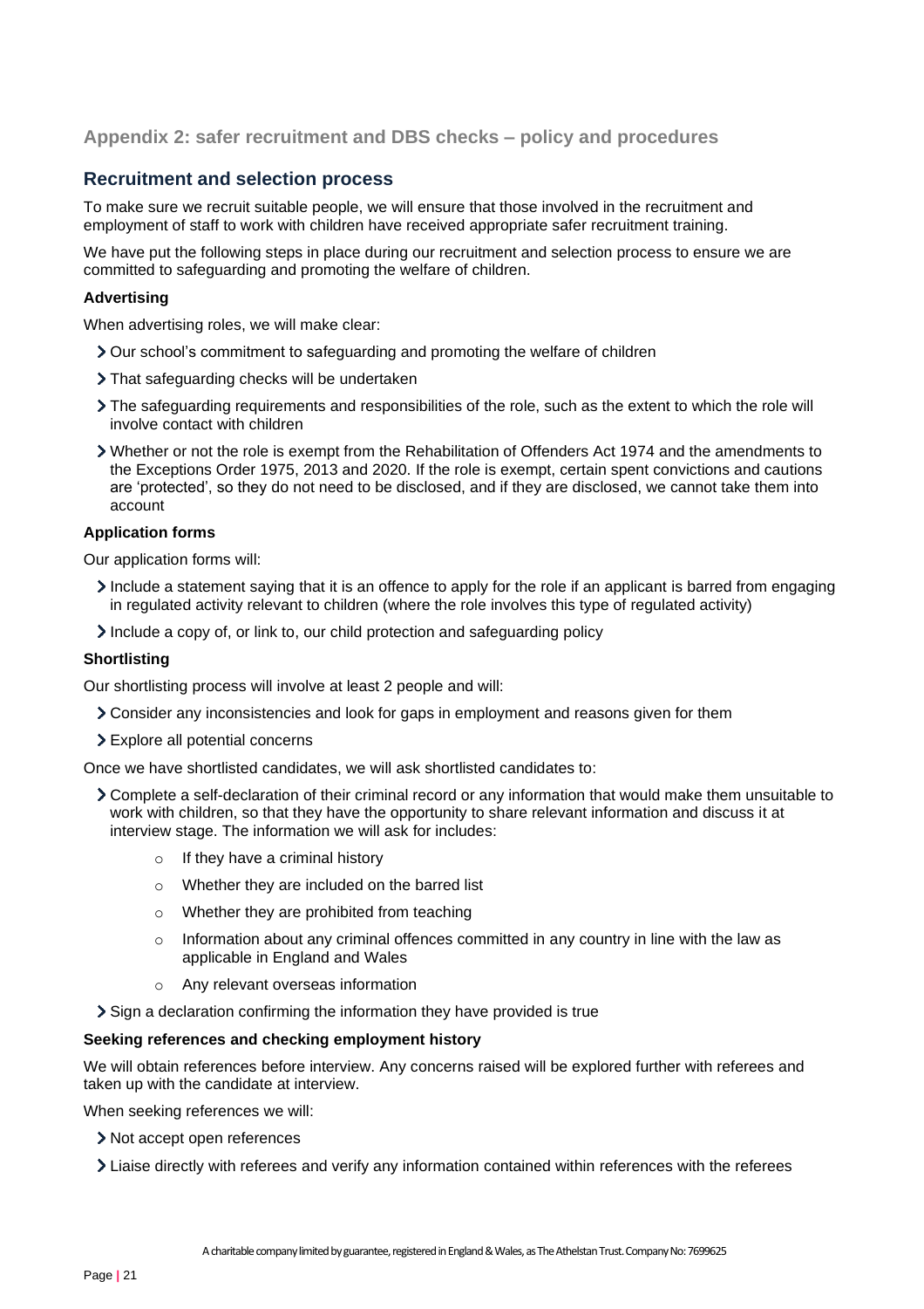## Appendix 2: safer recruitment and DBS checks – policy and procedures

### Recruitment and selection process

To make sure we recruit suitable people, we will ensure that those involved in the recruitment and employment of staff to work with children have received appropriate safer recruitment training.

We have put the following steps in place during our recruitment and selection process to ensure we are committed to safeguarding and promoting the welfare of children.

**Advertising**

When advertising roles, we will make clear:

- Our school's commitment to safeguarding and promoting the welfare of children
- That safeguarding checks will be undertaken
- The safeguarding requirements and responsibilities of the role, such as the extent to which the role will involve contact with children
- Whether or not the role is exempt from the Rehabilitation of Offenders Act 1974 and the amendments to the Exceptions Order 1975, 2013 and 2020. If the role is exempt, certain spent convictions and cautions are 'protected', so they do not need to be disclosed, and if they are disclosed, we cannot take them into account

**Application forms**

Our application forms will:

- Include a statement saying that it is an offence to apply for the role if an applicant is barred from engaging in regulated activity relevant to children (where the role involves this type of regulated activity)
- Include a copy of, or link to, our child protection and safeguarding policy

**Shortlisting**

Our shortlisting process will involve at least 2 people and will:

- Consider any inconsistencies and look for gaps in employment and reasons given for them
- Explore all potential concerns

Once we have shortlisted candidates, we will ask shortlisted candidates to:

- Complete a self-declaration of their criminal record or any information that would make them unsuitable to work with children, so that they have the opportunity to share relevant information and discuss it at interview stage. The information we will ask for includes:
  - If they have a criminal history
  - Whether they are included on the barred list
  - Whether they are prohibited from teaching
  - Information about any criminal offences committed in any country in line with the law as applicable in England and Wales
  - Any relevant overseas information
- Sign a declaration confirming the information they have provided is true

**Seeking references and checking employment history**

We will obtain references before interview. Any concerns raised will be explored further with referees and taken up with the candidate at interview.

When seeking references we will:

- Not accept open references
- Liaise directly with referees and verify any information contained within references with the referees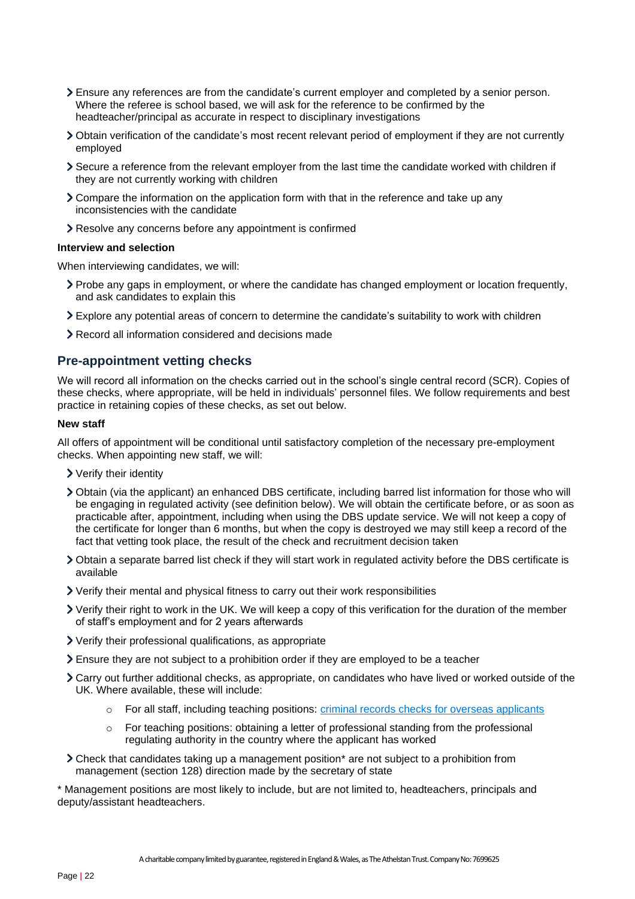- Ensure any references are from the candidate's current employer and completed by a senior person. Where the referee is school based, we will ask for the reference to be confirmed by the headteacher/principal as accurate in respect to disciplinary investigations
- Obtain verification of the candidate's most recent relevant period of employment if they are not currently employed
- Secure a reference from the relevant employer from the last time the candidate worked with children if they are not currently working with children
- Compare the information on the application form with that in the reference and take up any inconsistencies with the candidate
- Resolve any concerns before any appointment is confirmed

**Interview and selection**

When interviewing candidates, we will:

- Probe any gaps in employment, or where the candidate has changed employment or location frequently, and ask candidates to explain this
- Explore any potential areas of concern to determine the candidate's suitability to work with children
- Record all information considered and decisions made

## Pre-appointment vetting checks

We will record all information on the checks carried out in the school's single central record (SCR). Copies of these checks, where appropriate, will be held in individuals' personnel files. We follow requirements and best practice in retaining copies of these checks, as set out below.

**New staff**

All offers of appointment will be conditional until satisfactory completion of the necessary pre-employment checks. When appointing new staff, we will:

- Verify their identity
- Obtain (via the applicant) an enhanced DBS certificate, including barred list information for those who will be engaging in regulated activity (see definition below). We will obtain the certificate before, or as soon as practicable after, appointment, including when using the DBS update service. We will not keep a copy of the certificate for longer than 6 months, but when the copy is destroyed we may still keep a record of the fact that vetting took place, the result of the check and recruitment decision taken
- Obtain a separate barred list check if they will start work in regulated activity before the DBS certificate is available
- Verify their mental and physical fitness to carry out their work responsibilities
- Verify their right to work in the UK. We will keep a copy of this verification for the duration of the member of staff's employment and for 2 years afterwards
- Verify their professional qualifications, as appropriate
- Ensure they are not subject to a prohibition order if they are employed to be a teacher
- Carry out further additional checks, as appropriate, on candidates who have lived or worked outside of the UK. Where available, these will include:
    - For all staff, including teaching positions: criminal records checks for overseas applicants
    - For teaching positions: obtaining a letter of professional standing from the professional regulating authority in the country where the applicant has worked
- Check that candidates taking up a management position* are not subject to a prohibition from management (section 128) direction made by the secretary of state

* Management positions are most likely to include, but are not limited to, headteachers, principals and deputy/assistant headteachers.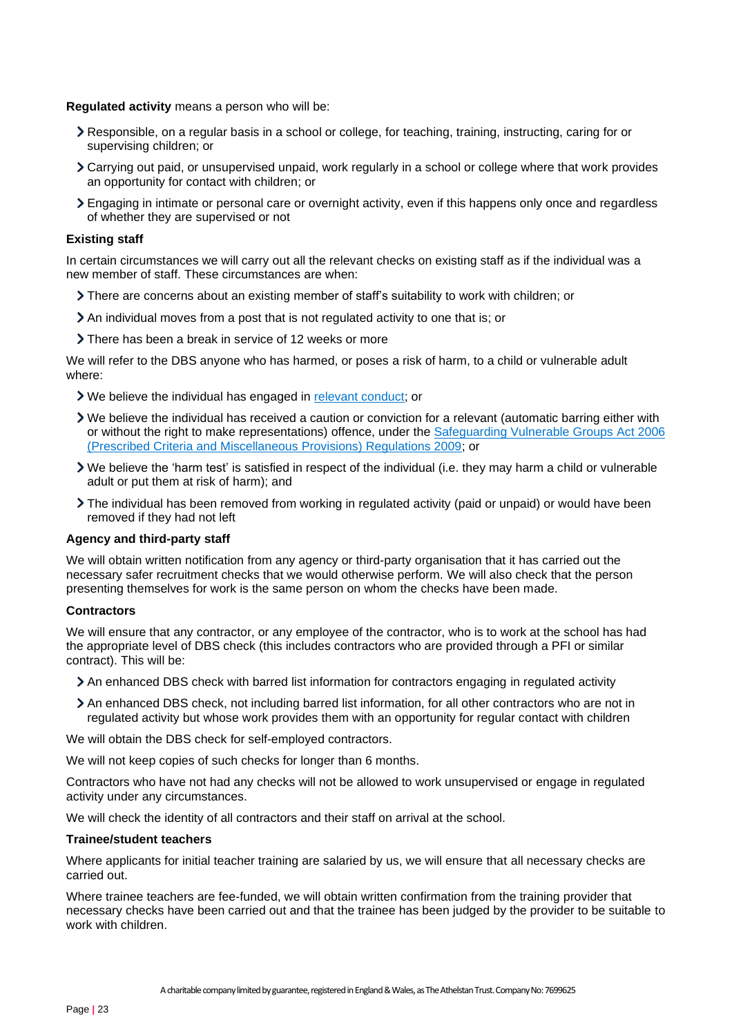**Regulated activity** means a person who will be:

- Responsible, on a regular basis in a school or college, for teaching, training, instructing, caring for or supervising children; or
- Carrying out paid, or unsupervised unpaid, work regularly in a school or college where that work provides an opportunity for contact with children; or
- Engaging in intimate or personal care or overnight activity, even if this happens only once and regardless of whether they are supervised or not

**Existing staff**

In certain circumstances we will carry out all the relevant checks on existing staff as if the individual was a new member of staff. These circumstances are when:

- There are concerns about an existing member of staff's suitability to work with children; or
- An individual moves from a post that is not regulated activity to one that is; or
- There has been a break in service of 12 weeks or more

We will refer to the DBS anyone who has harmed, or poses a risk of harm, to a child or vulnerable adult where:

- We believe the individual has engaged in relevant conduct; or
- We believe the individual has received a caution or conviction for a relevant (automatic barring either with or without the right to make representations) offence, under the Safeguarding Vulnerable Groups Act 2006 (Prescribed Criteria and Miscellaneous Provisions) Regulations 2009; or
- We believe the 'harm test' is satisfied in respect of the individual (i.e. they may harm a child or vulnerable adult or put them at risk of harm); and
- The individual has been removed from working in regulated activity (paid or unpaid) or would have been removed if they had not left

**Agency and third-party staff**

We will obtain written notification from any agency or third-party organisation that it has carried out the necessary safer recruitment checks that we would otherwise perform. We will also check that the person presenting themselves for work is the same person on whom the checks have been made.

**Contractors**

We will ensure that any contractor, or any employee of the contractor, who is to work at the school has had the appropriate level of DBS check (this includes contractors who are provided through a PFI or similar contract). This will be:

- An enhanced DBS check with barred list information for contractors engaging in regulated activity
- An enhanced DBS check, not including barred list information, for all other contractors who are not in regulated activity but whose work provides them with an opportunity for regular contact with children

We will obtain the DBS check for self-employed contractors.

We will not keep copies of such checks for longer than 6 months.

Contractors who have not had any checks will not be allowed to work unsupervised or engage in regulated activity under any circumstances.

We will check the identity of all contractors and their staff on arrival at the school.

**Trainee/student teachers**

Where applicants for initial teacher training are salaried by us, we will ensure that all necessary checks are carried out.

Where trainee teachers are fee-funded, we will obtain written confirmation from the training provider that necessary checks have been carried out and that the trainee has been judged by the provider to be suitable to work with children.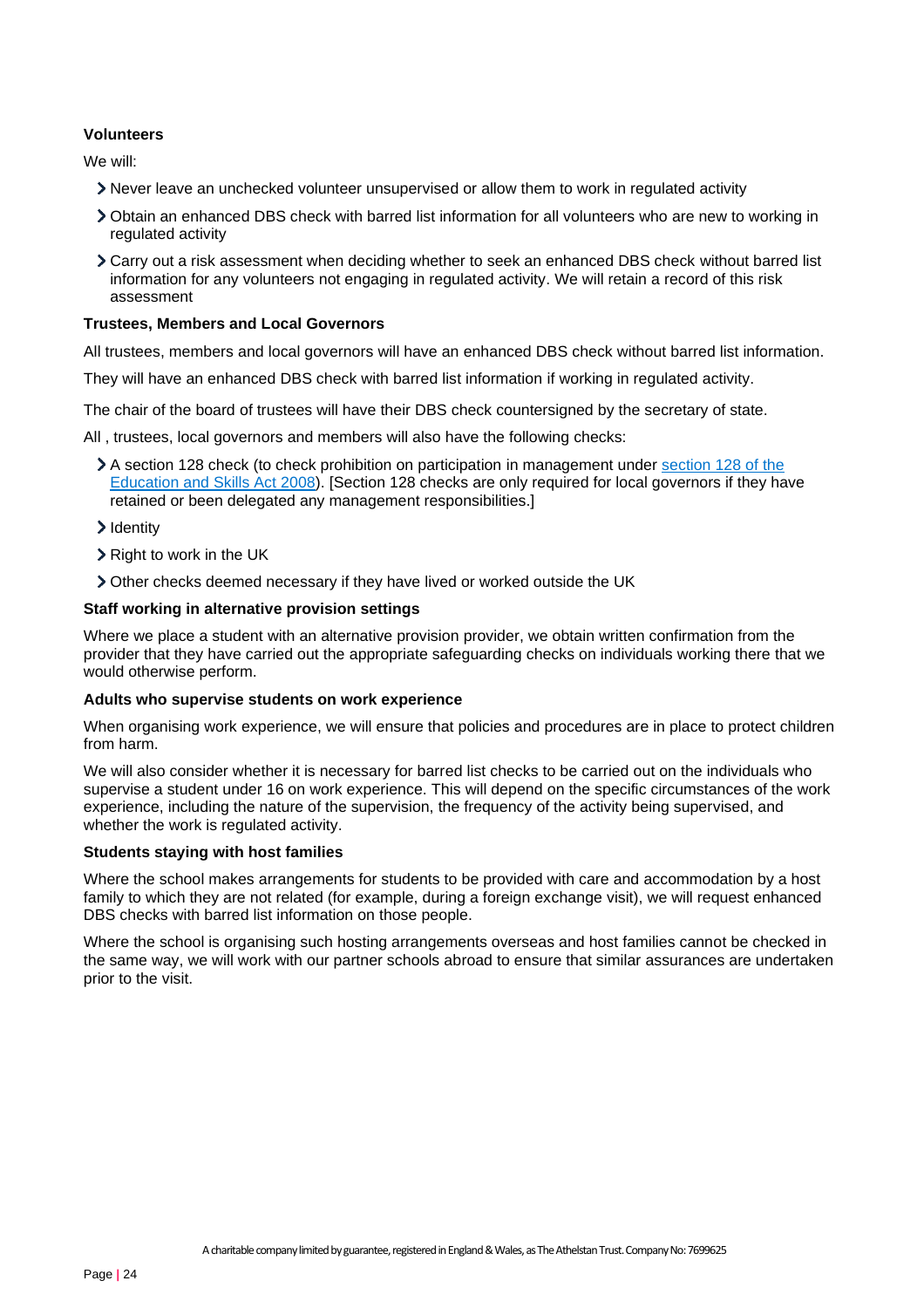**Volunteers**

We will:

- Never leave an unchecked volunteer unsupervised or allow them to work in regulated activity
- Obtain an enhanced DBS check with barred list information for all volunteers who are new to working in regulated activity
- Carry out a risk assessment when deciding whether to seek an enhanced DBS check without barred list information for any volunteers not engaging in regulated activity. We will retain a record of this risk assessment

**Trustees, Members and Local Governors**

All trustees, members and local governors will have an enhanced DBS check without barred list information.

They will have an enhanced DBS check with barred list information if working in regulated activity.

The chair of the board of trustees will have their DBS check countersigned by the secretary of state.

All , trustees, local governors and members will also have the following checks:

- A section 128 check (to check prohibition on participation in management under section 128 of the Education and Skills Act 2008). [Section 128 checks are only required for local governors if they have retained or been delegated any management responsibilities.]
- Identity
- Right to work in the UK
- Other checks deemed necessary if they have lived or worked outside the UK

**Staff working in alternative provision settings**

Where we place a student with an alternative provision provider, we obtain written confirmation from the provider that they have carried out the appropriate safeguarding checks on individuals working there that we would otherwise perform.

**Adults who supervise students on work experience**

When organising work experience, we will ensure that policies and procedures are in place to protect children from harm.

We will also consider whether it is necessary for barred list checks to be carried out on the individuals who supervise a student under 16 on work experience. This will depend on the specific circumstances of the work experience, including the nature of the supervision, the frequency of the activity being supervised, and whether the work is regulated activity.

**Students staying with host families**

Where the school makes arrangements for students to be provided with care and accommodation by a host family to which they are not related (for example, during a foreign exchange visit), we will request enhanced DBS checks with barred list information on those people.

Where the school is organising such hosting arrangements overseas and host families cannot be checked in the same way, we will work with our partner schools abroad to ensure that similar assurances are undertaken prior to the visit.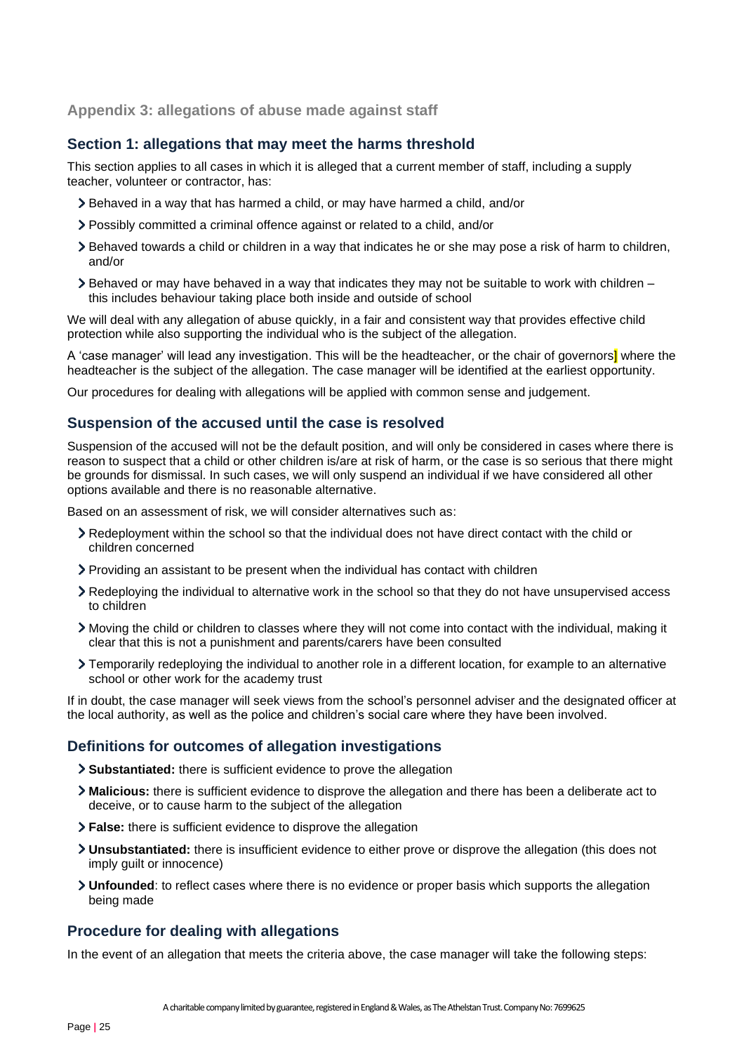## Appendix 3: allegations of abuse made against staff

### Section 1: allegations that may meet the harms threshold

This section applies to all cases in which it is alleged that a current member of staff, including a supply teacher, volunteer or contractor, has:

- Behaved in a way that has harmed a child, or may have harmed a child, and/or
- Possibly committed a criminal offence against or related to a child, and/or
- Behaved towards a child or children in a way that indicates he or she may pose a risk of harm to children, and/or
- Behaved or may have behaved in a way that indicates they may not be suitable to work with children – this includes behaviour taking place both inside and outside of school

We will deal with any allegation of abuse quickly, in a fair and consistent way that provides effective child protection while also supporting the individual who is the subject of the allegation.

A 'case manager' will lead any investigation. This will be the headteacher, or the chair of governors] where the headteacher is the subject of the allegation. The case manager will be identified at the earliest opportunity.

Our procedures for dealing with allegations will be applied with common sense and judgement.

### Suspension of the accused until the case is resolved

Suspension of the accused will not be the default position, and will only be considered in cases where there is reason to suspect that a child or other children is/are at risk of harm, or the case is so serious that there might be grounds for dismissal. In such cases, we will only suspend an individual if we have considered all other options available and there is no reasonable alternative.

Based on an assessment of risk, we will consider alternatives such as:

- Redeployment within the school so that the individual does not have direct contact with the child or children concerned
- Providing an assistant to be present when the individual has contact with children
- Redeploying the individual to alternative work in the school so that they do not have unsupervised access to children
- Moving the child or children to classes where they will not come into contact with the individual, making it clear that this is not a punishment and parents/carers have been consulted
- Temporarily redeploying the individual to another role in a different location, for example to an alternative school or other work for the academy trust

If in doubt, the case manager will seek views from the school's personnel adviser and the designated officer at the local authority, as well as the police and children's social care where they have been involved.

### Definitions for outcomes of allegation investigations

- **Substantiated:** there is sufficient evidence to prove the allegation
- **Malicious:** there is sufficient evidence to disprove the allegation and there has been a deliberate act to deceive, or to cause harm to the subject of the allegation
- **False:** there is sufficient evidence to disprove the allegation
- **Unsubstantiated:** there is insufficient evidence to either prove or disprove the allegation (this does not imply guilt or innocence)
- **Unfounded**: to reflect cases where there is no evidence or proper basis which supports the allegation being made

### Procedure for dealing with allegations

In the event of an allegation that meets the criteria above, the case manager will take the following steps: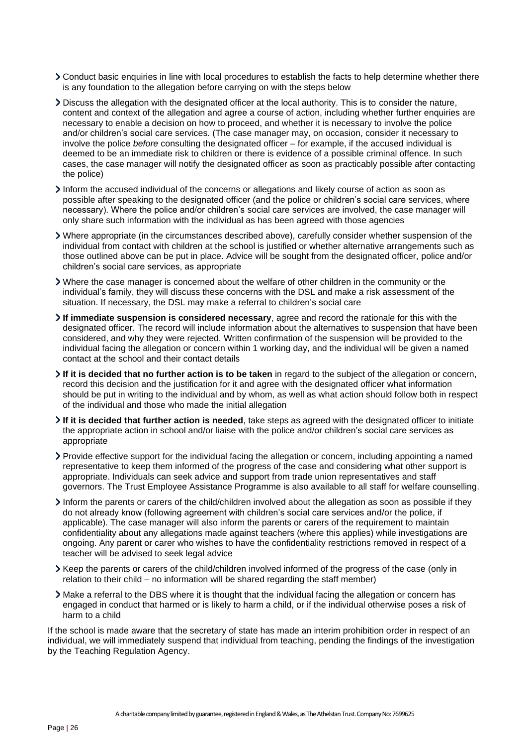- Conduct basic enquiries in line with local procedures to establish the facts to help determine whether there is any foundation to the allegation before carrying on with the steps below
- Discuss the allegation with the designated officer at the local authority. This is to consider the nature, content and context of the allegation and agree a course of action, including whether further enquiries are necessary to enable a decision on how to proceed, and whether it is necessary to involve the police and/or children's social care services. (The case manager may, on occasion, consider it necessary to involve the police *before* consulting the designated officer – for example, if the accused individual is deemed to be an immediate risk to children or there is evidence of a possible criminal offence. In such cases, the case manager will notify the designated officer as soon as practicably possible after contacting the police)
- Inform the accused individual of the concerns or allegations and likely course of action as soon as possible after speaking to the designated officer (and the police or children's social care services, where necessary). Where the police and/or children's social care services are involved, the case manager will only share such information with the individual as has been agreed with those agencies
- Where appropriate (in the circumstances described above), carefully consider whether suspension of the individual from contact with children at the school is justified or whether alternative arrangements such as those outlined above can be put in place. Advice will be sought from the designated officer, police and/or children's social care services, as appropriate
- Where the case manager is concerned about the welfare of other children in the community or the individual's family, they will discuss these concerns with the DSL and make a risk assessment of the situation. If necessary, the DSL may make a referral to children's social care
- **If immediate suspension is considered necessary**, agree and record the rationale for this with the designated officer. The record will include information about the alternatives to suspension that have been considered, and why they were rejected. Written confirmation of the suspension will be provided to the individual facing the allegation or concern within 1 working day, and the individual will be given a named contact at the school and their contact details
- **If it is decided that no further action is to be taken** in regard to the subject of the allegation or concern, record this decision and the justification for it and agree with the designated officer what information should be put in writing to the individual and by whom, as well as what action should follow both in respect of the individual and those who made the initial allegation
- **If it is decided that further action is needed**, take steps as agreed with the designated officer to initiate the appropriate action in school and/or liaise with the police and/or children's social care services as appropriate
- Provide effective support for the individual facing the allegation or concern, including appointing a named representative to keep them informed of the progress of the case and considering what other support is appropriate. Individuals can seek advice and support from trade union representatives and staff governors. The Trust Employee Assistance Programme is also available to all staff for welfare counselling.
- Inform the parents or carers of the child/children involved about the allegation as soon as possible if they do not already know (following agreement with children's social care services and/or the police, if applicable). The case manager will also inform the parents or carers of the requirement to maintain confidentiality about any allegations made against teachers (where this applies) while investigations are ongoing. Any parent or carer who wishes to have the confidentiality restrictions removed in respect of a teacher will be advised to seek legal advice
- Keep the parents or carers of the child/children involved informed of the progress of the case (only in relation to their child – no information will be shared regarding the staff member)
- Make a referral to the DBS where it is thought that the individual facing the allegation or concern has engaged in conduct that harmed or is likely to harm a child, or if the individual otherwise poses a risk of harm to a child

If the school is made aware that the secretary of state has made an interim prohibition order in respect of an individual, we will immediately suspend that individual from teaching, pending the findings of the investigation by the Teaching Regulation Agency.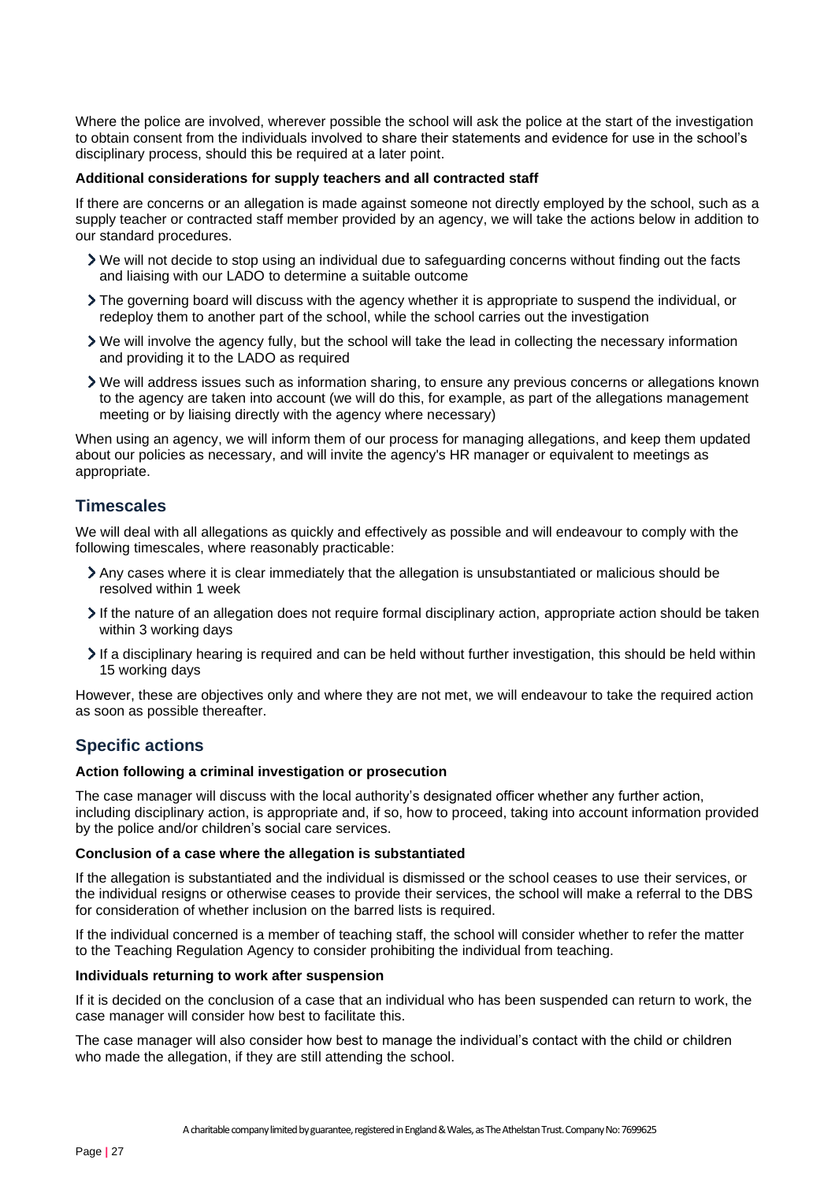Where the police are involved, wherever possible the school will ask the police at the start of the investigation to obtain consent from the individuals involved to share their statements and evidence for use in the school's disciplinary process, should this be required at a later point.

**Additional considerations for supply teachers and all contracted staff**

If there are concerns or an allegation is made against someone not directly employed by the school, such as a supply teacher or contracted staff member provided by an agency, we will take the actions below in addition to our standard procedures.

- We will not decide to stop using an individual due to safeguarding concerns without finding out the facts and liaising with our LADO to determine a suitable outcome
- The governing board will discuss with the agency whether it is appropriate to suspend the individual, or redeploy them to another part of the school, while the school carries out the investigation
- We will involve the agency fully, but the school will take the lead in collecting the necessary information and providing it to the LADO as required
- We will address issues such as information sharing, to ensure any previous concerns or allegations known to the agency are taken into account (we will do this, for example, as part of the allegations management meeting or by liaising directly with the agency where necessary)

When using an agency, we will inform them of our process for managing allegations, and keep them updated about our policies as necessary, and will invite the agency's HR manager or equivalent to meetings as appropriate.

## Timescales

We will deal with all allegations as quickly and effectively as possible and will endeavour to comply with the following timescales, where reasonably practicable:

- Any cases where it is clear immediately that the allegation is unsubstantiated or malicious should be resolved within 1 week
- If the nature of an allegation does not require formal disciplinary action, appropriate action should be taken within 3 working days
- If a disciplinary hearing is required and can be held without further investigation, this should be held within 15 working days

However, these are objectives only and where they are not met, we will endeavour to take the required action as soon as possible thereafter.

## Specific actions

**Action following a criminal investigation or prosecution**

The case manager will discuss with the local authority's designated officer whether any further action, including disciplinary action, is appropriate and, if so, how to proceed, taking into account information provided by the police and/or children's social care services.

**Conclusion of a case where the allegation is substantiated**

If the allegation is substantiated and the individual is dismissed or the school ceases to use their services, or the individual resigns or otherwise ceases to provide their services, the school will make a referral to the DBS for consideration of whether inclusion on the barred lists is required.

If the individual concerned is a member of teaching staff, the school will consider whether to refer the matter to the Teaching Regulation Agency to consider prohibiting the individual from teaching.

**Individuals returning to work after suspension**

If it is decided on the conclusion of a case that an individual who has been suspended can return to work, the case manager will consider how best to facilitate this.

The case manager will also consider how best to manage the individual's contact with the child or children who made the allegation, if they are still attending the school.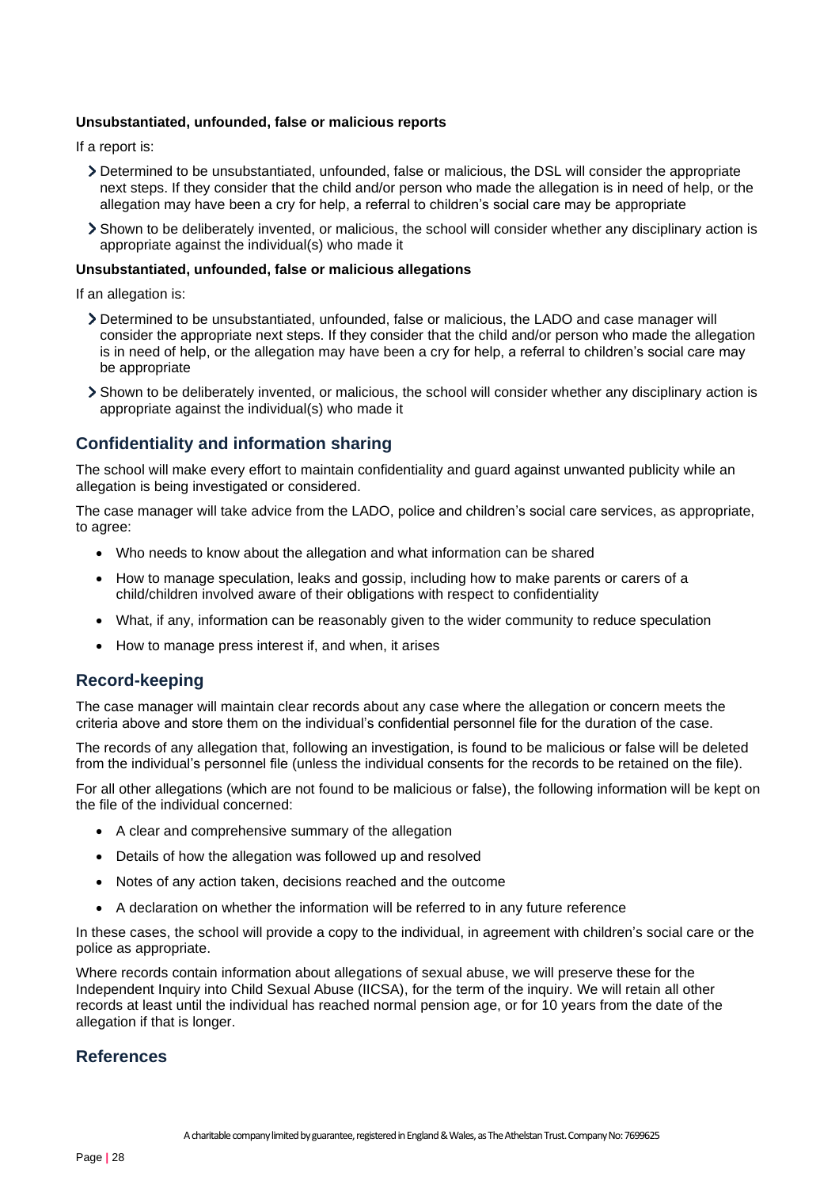**Unsubstantiated, unfounded, false or malicious reports**

If a report is:

- Determined to be unsubstantiated, unfounded, false or malicious, the DSL will consider the appropriate next steps. If they consider that the child and/or person who made the allegation is in need of help, or the allegation may have been a cry for help, a referral to children's social care may be appropriate
- Shown to be deliberately invented, or malicious, the school will consider whether any disciplinary action is appropriate against the individual(s) who made it

**Unsubstantiated, unfounded, false or malicious allegations**

If an allegation is:

- Determined to be unsubstantiated, unfounded, false or malicious, the LADO and case manager will consider the appropriate next steps. If they consider that the child and/or person who made the allegation is in need of help, or the allegation may have been a cry for help, a referral to children's social care may be appropriate
- Shown to be deliberately invented, or malicious, the school will consider whether any disciplinary action is appropriate against the individual(s) who made it

## Confidentiality and information sharing

The school will make every effort to maintain confidentiality and guard against unwanted publicity while an allegation is being investigated or considered.

The case manager will take advice from the LADO, police and children's social care services, as appropriate, to agree:

- Who needs to know about the allegation and what information can be shared
- How to manage speculation, leaks and gossip, including how to make parents or carers of a child/children involved aware of their obligations with respect to confidentiality
- What, if any, information can be reasonably given to the wider community to reduce speculation
- How to manage press interest if, and when, it arises

## Record-keeping

The case manager will maintain clear records about any case where the allegation or concern meets the criteria above and store them on the individual's confidential personnel file for the duration of the case.

The records of any allegation that, following an investigation, is found to be malicious or false will be deleted from the individual's personnel file (unless the individual consents for the records to be retained on the file).

For all other allegations (which are not found to be malicious or false), the following information will be kept on the file of the individual concerned:

- A clear and comprehensive summary of the allegation
- Details of how the allegation was followed up and resolved
- Notes of any action taken, decisions reached and the outcome
- A declaration on whether the information will be referred to in any future reference

In these cases, the school will provide a copy to the individual, in agreement with children's social care or the police as appropriate.

Where records contain information about allegations of sexual abuse, we will preserve these for the Independent Inquiry into Child Sexual Abuse (IICSA), for the term of the inquiry. We will retain all other records at least until the individual has reached normal pension age, or for 10 years from the date of the allegation if that is longer.

## References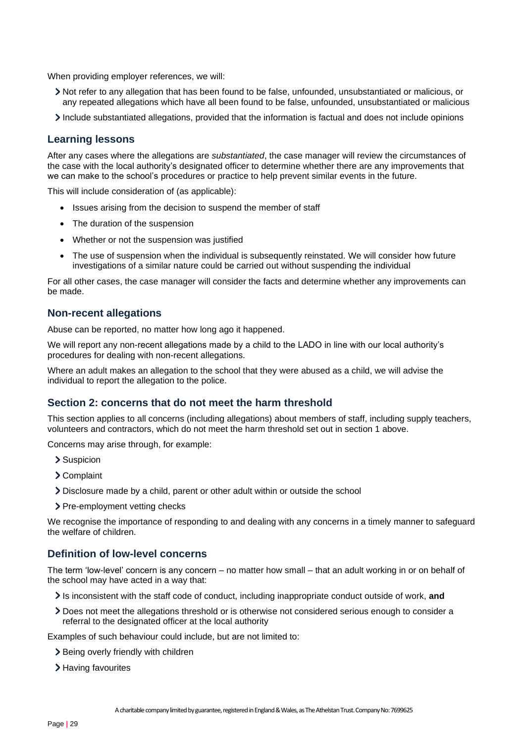When providing employer references, we will:

- Not refer to any allegation that has been found to be false, unfounded, unsubstantiated or malicious, or any repeated allegations which have all been found to be false, unfounded, unsubstantiated or malicious
- Include substantiated allegations, provided that the information is factual and does not include opinions

### Learning lessons

After any cases where the allegations are *substantiated*, the case manager will review the circumstances of the case with the local authority's designated officer to determine whether there are any improvements that we can make to the school's procedures or practice to help prevent similar events in the future.

This will include consideration of (as applicable):

- Issues arising from the decision to suspend the member of staff
- The duration of the suspension
- Whether or not the suspension was justified
- The use of suspension when the individual is subsequently reinstated. We will consider how future investigations of a similar nature could be carried out without suspending the individual

For all other cases, the case manager will consider the facts and determine whether any improvements can be made.

### Non-recent allegations

Abuse can be reported, no matter how long ago it happened.

We will report any non-recent allegations made by a child to the LADO in line with our local authority's procedures for dealing with non-recent allegations.

Where an adult makes an allegation to the school that they were abused as a child, we will advise the individual to report the allegation to the police.

### Section 2: concerns that do not meet the harm threshold

This section applies to all concerns (including allegations) about members of staff, including supply teachers, volunteers and contractors, which do not meet the harm threshold set out in section 1 above.

Concerns may arise through, for example:

- Suspicion
- Complaint
- Disclosure made by a child, parent or other adult within or outside the school
- Pre-employment vetting checks

We recognise the importance of responding to and dealing with any concerns in a timely manner to safeguard the welfare of children.

### Definition of low-level concerns

The term 'low-level' concern is any concern – no matter how small – that an adult working in or on behalf of the school may have acted in a way that:

- Is inconsistent with the staff code of conduct, including inappropriate conduct outside of work, **and**
- Does not meet the allegations threshold or is otherwise not considered serious enough to consider a referral to the designated officer at the local authority

Examples of such behaviour could include, but are not limited to:

- Being overly friendly with children
- Having favourites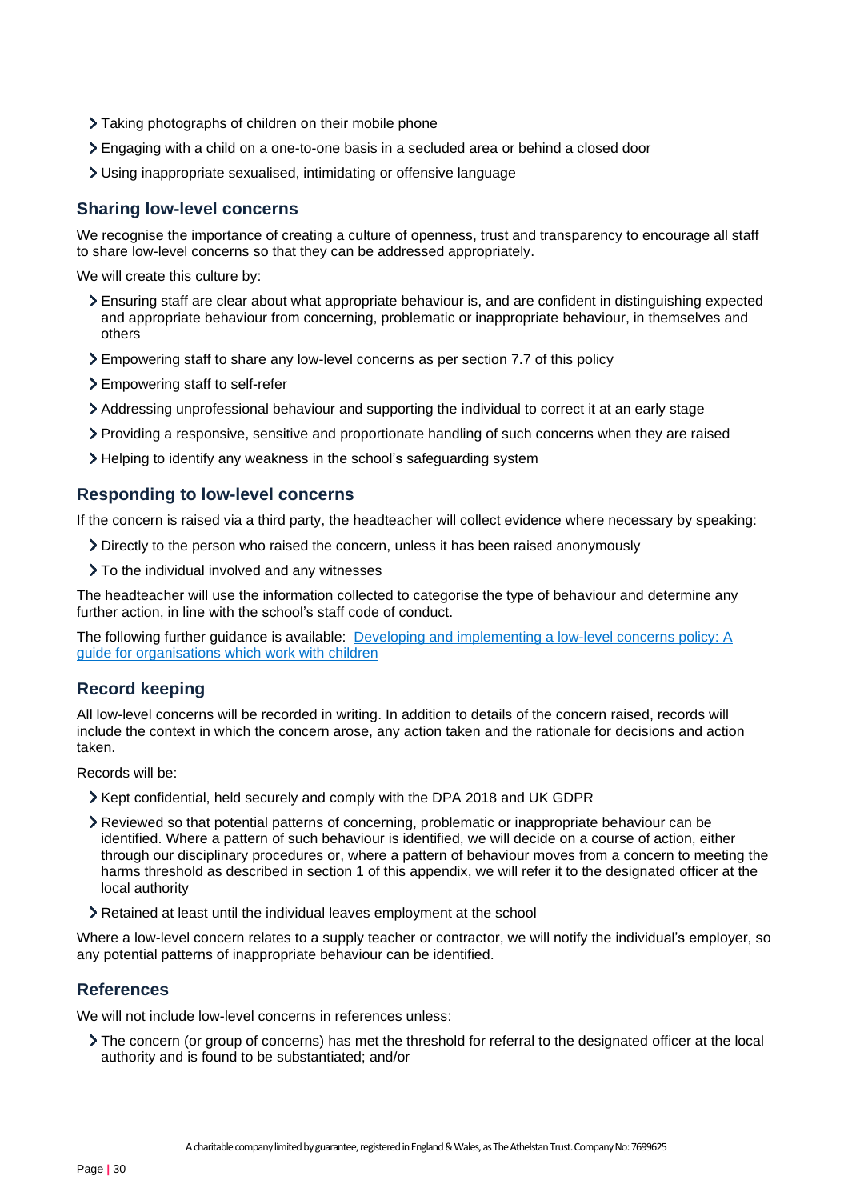- Taking photographs of children on their mobile phone
- Engaging with a child on a one-to-one basis in a secluded area or behind a closed door
- Using inappropriate sexualised, intimidating or offensive language

### Sharing low-level concerns

We recognise the importance of creating a culture of openness, trust and transparency to encourage all staff to share low-level concerns so that they can be addressed appropriately.

We will create this culture by:

- Ensuring staff are clear about what appropriate behaviour is, and are confident in distinguishing expected and appropriate behaviour from concerning, problematic or inappropriate behaviour, in themselves and others
- Empowering staff to share any low-level concerns as per section 7.7 of this policy
- Empowering staff to self-refer
- Addressing unprofessional behaviour and supporting the individual to correct it at an early stage
- Providing a responsive, sensitive and proportionate handling of such concerns when they are raised
- Helping to identify any weakness in the school's safeguarding system

### Responding to low-level concerns

If the concern is raised via a third party, the headteacher will collect evidence where necessary by speaking:

- Directly to the person who raised the concern, unless it has been raised anonymously
- To the individual involved and any witnesses

The headteacher will use the information collected to categorise the type of behaviour and determine any further action, in line with the school's staff code of conduct.

The following further guidance is available: [Developing and implementing a low-level concerns policy: A guide for organisations which work with children]

### Record keeping

All low-level concerns will be recorded in writing. In addition to details of the concern raised, records will include the context in which the concern arose, any action taken and the rationale for decisions and action taken.

Records will be:

- Kept confidential, held securely and comply with the DPA 2018 and UK GDPR
- Reviewed so that potential patterns of concerning, problematic or inappropriate behaviour can be identified. Where a pattern of such behaviour is identified, we will decide on a course of action, either through our disciplinary procedures or, where a pattern of behaviour moves from a concern to meeting the harms threshold as described in section 1 of this appendix, we will refer it to the designated officer at the local authority
- Retained at least until the individual leaves employment at the school

Where a low-level concern relates to a supply teacher or contractor, we will notify the individual's employer, so any potential patterns of inappropriate behaviour can be identified.

### References

We will not include low-level concerns in references unless:

- The concern (or group of concerns) has met the threshold for referral to the designated officer at the local authority and is found to be substantiated; and/or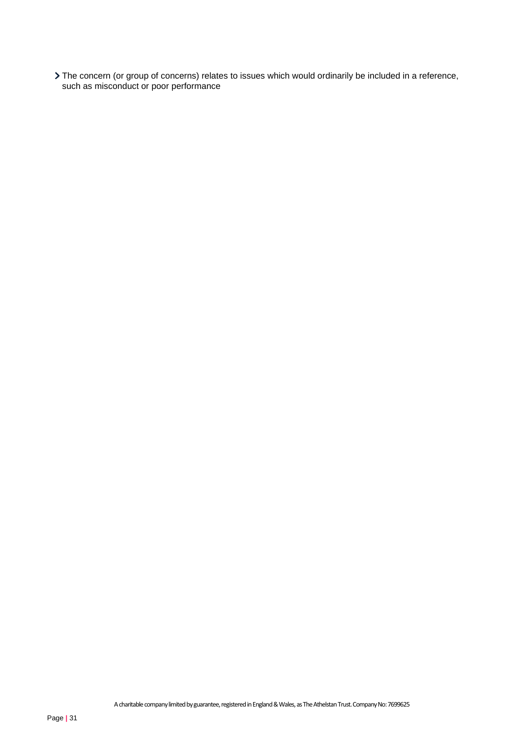- The concern (or group of concerns) relates to issues which would ordinarily be included in a reference, such as misconduct or poor performance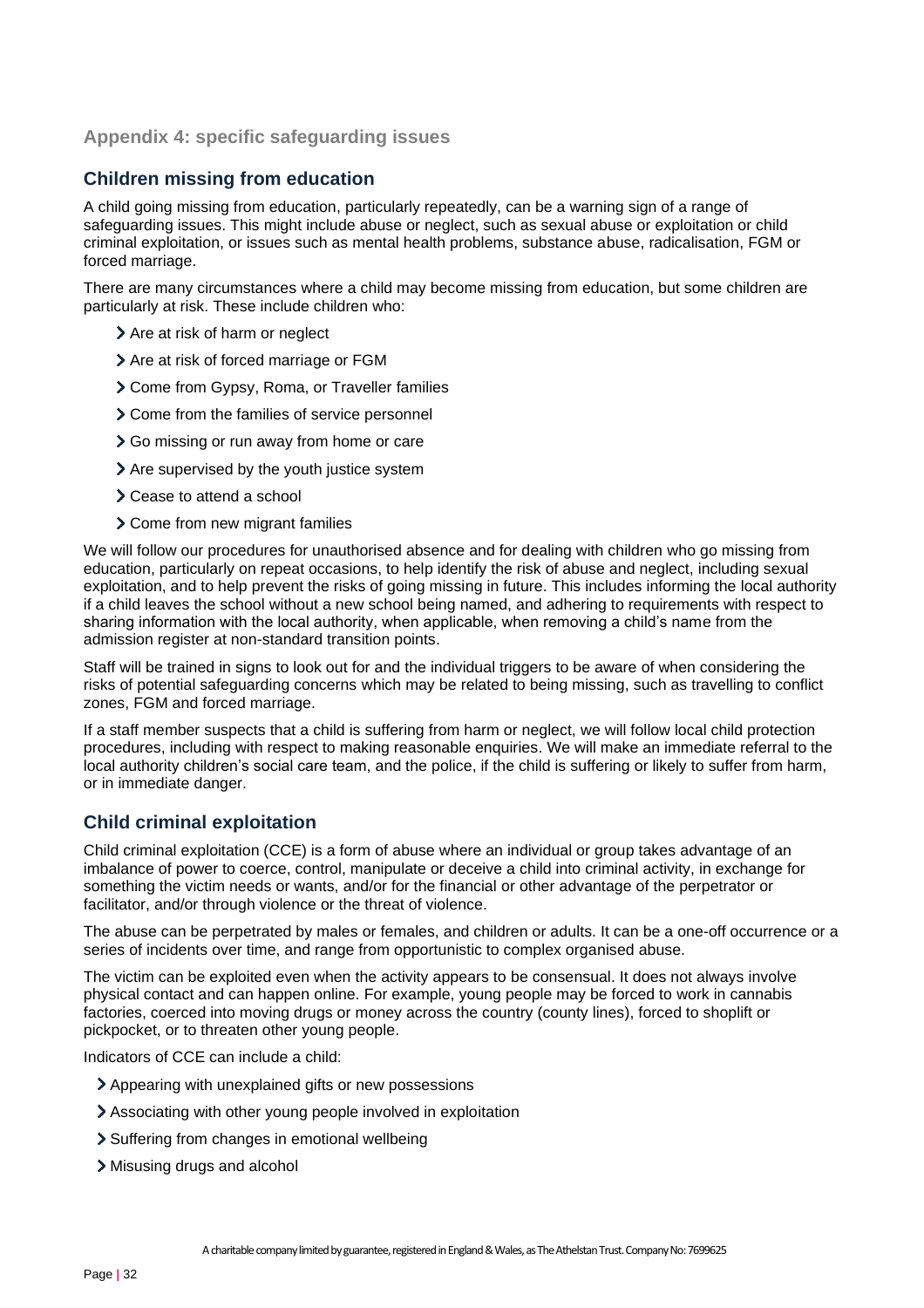## Appendix 4: specific safeguarding issues

### Children missing from education

A child going missing from education, particularly repeatedly, can be a warning sign of a range of safeguarding issues. This might include abuse or neglect, such as sexual abuse or exploitation or child criminal exploitation, or issues such as mental health problems, substance abuse, radicalisation, FGM or forced marriage.

There are many circumstances where a child may become missing from education, but some children are particularly at risk. These include children who:

- Are at risk of harm or neglect
- Are at risk of forced marriage or FGM
- Come from Gypsy, Roma, or Traveller families
- Come from the families of service personnel
- Go missing or run away from home or care
- Are supervised by the youth justice system
- Cease to attend a school
- Come from new migrant families

We will follow our procedures for unauthorised absence and for dealing with children who go missing from education, particularly on repeat occasions, to help identify the risk of abuse and neglect, including sexual exploitation, and to help prevent the risks of going missing in future. This includes informing the local authority if a child leaves the school without a new school being named, and adhering to requirements with respect to sharing information with the local authority, when applicable, when removing a child's name from the admission register at non-standard transition points.

Staff will be trained in signs to look out for and the individual triggers to be aware of when considering the risks of potential safeguarding concerns which may be related to being missing, such as travelling to conflict zones, FGM and forced marriage.

If a staff member suspects that a child is suffering from harm or neglect, we will follow local child protection procedures, including with respect to making reasonable enquiries. We will make an immediate referral to the local authority children's social care team, and the police, if the child is suffering or likely to suffer from harm, or in immediate danger.

### Child criminal exploitation

Child criminal exploitation (CCE) is a form of abuse where an individual or group takes advantage of an imbalance of power to coerce, control, manipulate or deceive a child into criminal activity, in exchange for something the victim needs or wants, and/or for the financial or other advantage of the perpetrator or facilitator, and/or through violence or the threat of violence.

The abuse can be perpetrated by males or females, and children or adults. It can be a one-off occurrence or a series of incidents over time, and range from opportunistic to complex organised abuse.

The victim can be exploited even when the activity appears to be consensual. It does not always involve physical contact and can happen online. For example, young people may be forced to work in cannabis factories, coerced into moving drugs or money across the country (county lines), forced to shoplift or pickpocket, or to threaten other young people.

Indicators of CCE can include a child:

- Appearing with unexplained gifts or new possessions
- Associating with other young people involved in exploitation
- Suffering from changes in emotional wellbeing
- Misusing drugs and alcohol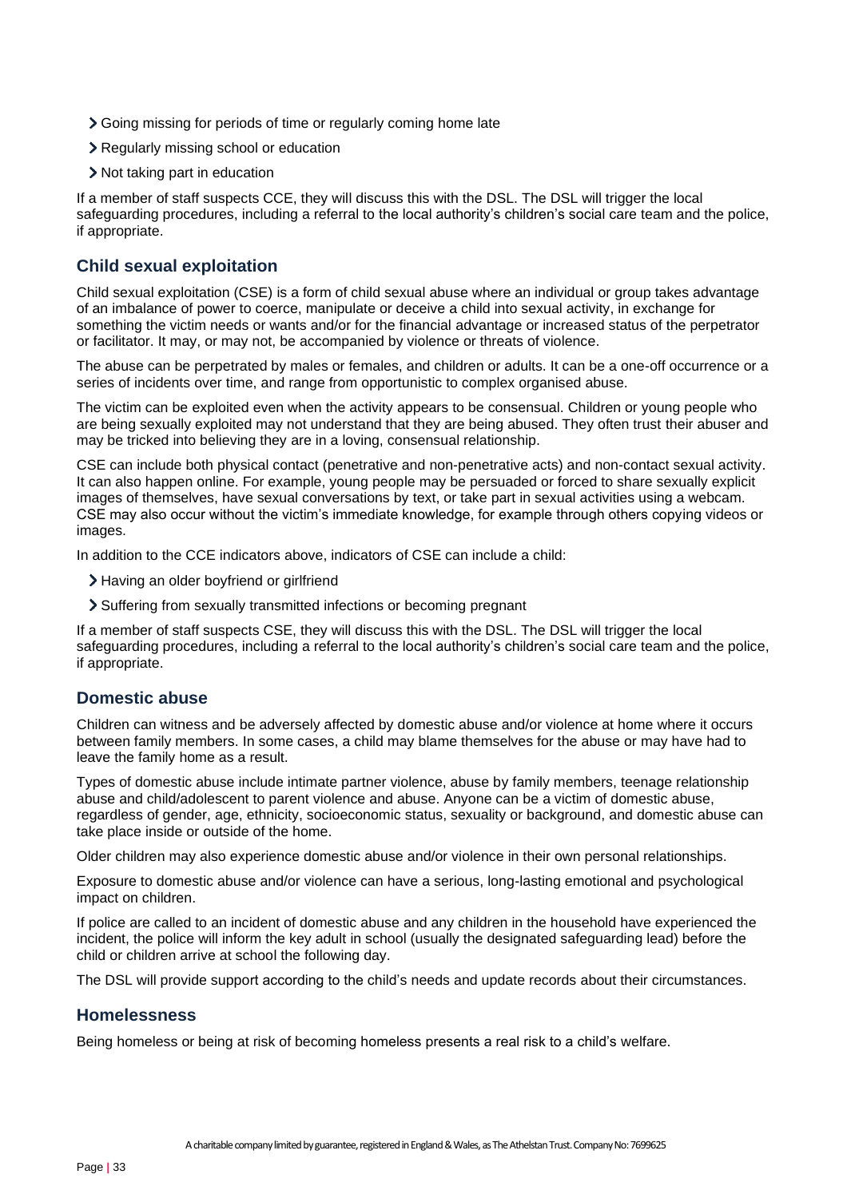- Going missing for periods of time or regularly coming home late
- Regularly missing school or education
- Not taking part in education

If a member of staff suspects CCE, they will discuss this with the DSL. The DSL will trigger the local safeguarding procedures, including a referral to the local authority's children's social care team and the police, if appropriate.

## Child sexual exploitation

Child sexual exploitation (CSE) is a form of child sexual abuse where an individual or group takes advantage of an imbalance of power to coerce, manipulate or deceive a child into sexual activity, in exchange for something the victim needs or wants and/or for the financial advantage or increased status of the perpetrator or facilitator. It may, or may not, be accompanied by violence or threats of violence.

The abuse can be perpetrated by males or females, and children or adults. It can be a one-off occurrence or a series of incidents over time, and range from opportunistic to complex organised abuse.

The victim can be exploited even when the activity appears to be consensual. Children or young people who are being sexually exploited may not understand that they are being abused. They often trust their abuser and may be tricked into believing they are in a loving, consensual relationship.

CSE can include both physical contact (penetrative and non-penetrative acts) and non-contact sexual activity. It can also happen online. For example, young people may be persuaded or forced to share sexually explicit images of themselves, have sexual conversations by text, or take part in sexual activities using a webcam. CSE may also occur without the victim's immediate knowledge, for example through others copying videos or images.

In addition to the CCE indicators above, indicators of CSE can include a child:

- Having an older boyfriend or girlfriend
- Suffering from sexually transmitted infections or becoming pregnant

If a member of staff suspects CSE, they will discuss this with the DSL. The DSL will trigger the local safeguarding procedures, including a referral to the local authority's children's social care team and the police, if appropriate.

## Domestic abuse

Children can witness and be adversely affected by domestic abuse and/or violence at home where it occurs between family members. In some cases, a child may blame themselves for the abuse or may have had to leave the family home as a result.

Types of domestic abuse include intimate partner violence, abuse by family members, teenage relationship abuse and child/adolescent to parent violence and abuse. Anyone can be a victim of domestic abuse, regardless of gender, age, ethnicity, socioeconomic status, sexuality or background, and domestic abuse can take place inside or outside of the home.

Older children may also experience domestic abuse and/or violence in their own personal relationships.

Exposure to domestic abuse and/or violence can have a serious, long-lasting emotional and psychological impact on children.

If police are called to an incident of domestic abuse and any children in the household have experienced the incident, the police will inform the key adult in school (usually the designated safeguarding lead) before the child or children arrive at school the following day.

The DSL will provide support according to the child's needs and update records about their circumstances.

## Homelessness

Being homeless or being at risk of becoming homeless presents a real risk to a child's welfare.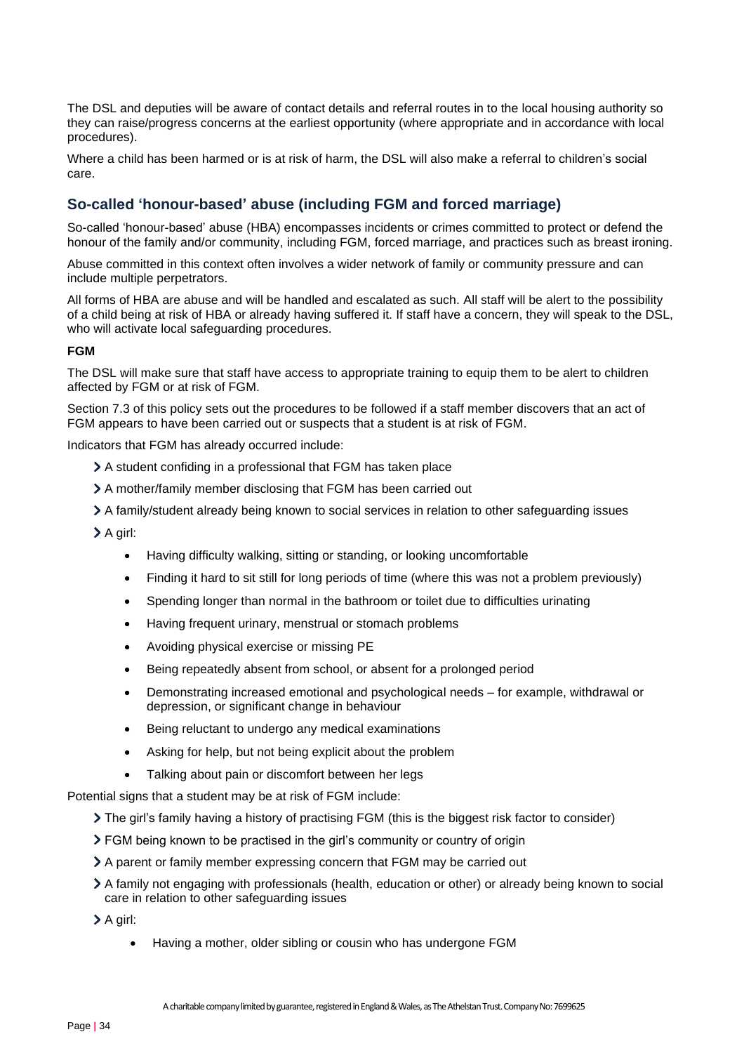The DSL and deputies will be aware of contact details and referral routes in to the local housing authority so they can raise/progress concerns at the earliest opportunity (where appropriate and in accordance with local procedures).

Where a child has been harmed or is at risk of harm, the DSL will also make a referral to children's social care.

## So-called 'honour-based' abuse (including FGM and forced marriage)

So-called 'honour-based' abuse (HBA) encompasses incidents or crimes committed to protect or defend the honour of the family and/or community, including FGM, forced marriage, and practices such as breast ironing.

Abuse committed in this context often involves a wider network of family or community pressure and can include multiple perpetrators.

All forms of HBA are abuse and will be handled and escalated as such. All staff will be alert to the possibility of a child being at risk of HBA or already having suffered it. If staff have a concern, they will speak to the DSL, who will activate local safeguarding procedures.

**FGM**

The DSL will make sure that staff have access to appropriate training to equip them to be alert to children affected by FGM or at risk of FGM.

Section 7.3 of this policy sets out the procedures to be followed if a staff member discovers that an act of FGM appears to have been carried out or suspects that a student is at risk of FGM.

Indicators that FGM has already occurred include:

- A student confiding in a professional that FGM has taken place
- A mother/family member disclosing that FGM has been carried out
- A family/student already being known to social services in relation to other safeguarding issues
- A girl:
  - Having difficulty walking, sitting or standing, or looking uncomfortable
  - Finding it hard to sit still for long periods of time (where this was not a problem previously)
  - Spending longer than normal in the bathroom or toilet due to difficulties urinating
  - Having frequent urinary, menstrual or stomach problems
  - Avoiding physical exercise or missing PE
  - Being repeatedly absent from school, or absent for a prolonged period
  - Demonstrating increased emotional and psychological needs – for example, withdrawal or depression, or significant change in behaviour
  - Being reluctant to undergo any medical examinations
  - Asking for help, but not being explicit about the problem
  - Talking about pain or discomfort between her legs

Potential signs that a student may be at risk of FGM include:

- The girl's family having a history of practising FGM (this is the biggest risk factor to consider)
- FGM being known to be practised in the girl's community or country of origin
- A parent or family member expressing concern that FGM may be carried out
- A family not engaging with professionals (health, education or other) or already being known to social care in relation to other safeguarding issues
- A girl:
  - Having a mother, older sibling or cousin who has undergone FGM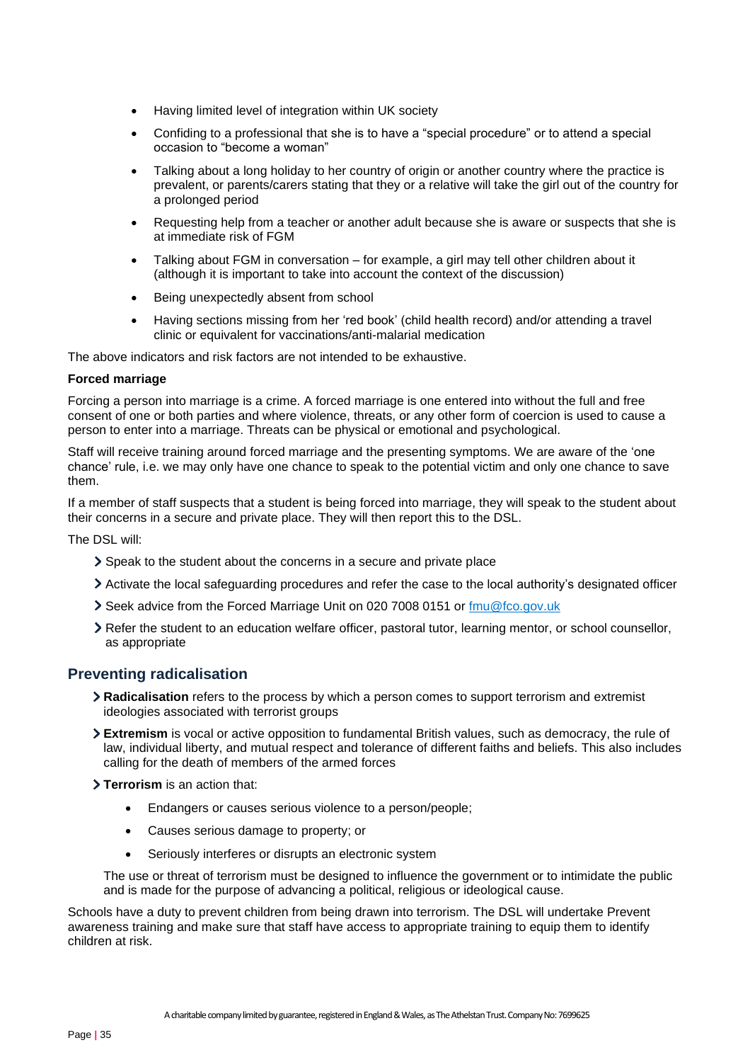- Having limited level of integration within UK society
- Confiding to a professional that she is to have a "special procedure" or to attend a special occasion to "become a woman"
- Talking about a long holiday to her country of origin or another country where the practice is prevalent, or parents/carers stating that they or a relative will take the girl out of the country for a prolonged period
- Requesting help from a teacher or another adult because she is aware or suspects that she is at immediate risk of FGM
- Talking about FGM in conversation – for example, a girl may tell other children about it (although it is important to take into account the context of the discussion)
- Being unexpectedly absent from school
- Having sections missing from her 'red book' (child health record) and/or attending a travel clinic or equivalent for vaccinations/anti-malarial medication

The above indicators and risk factors are not intended to be exhaustive.

**Forced marriage**

Forcing a person into marriage is a crime. A forced marriage is one entered into without the full and free consent of one or both parties and where violence, threats, or any other form of coercion is used to cause a person to enter into a marriage. Threats can be physical or emotional and psychological.

Staff will receive training around forced marriage and the presenting symptoms. We are aware of the 'one chance' rule, i.e. we may only have one chance to speak to the potential victim and only one chance to save them.

If a member of staff suspects that a student is being forced into marriage, they will speak to the student about their concerns in a secure and private place. They will then report this to the DSL.

The DSL will:

- Speak to the student about the concerns in a secure and private place
- Activate the local safeguarding procedures and refer the case to the local authority's designated officer
- Seek advice from the Forced Marriage Unit on 020 7008 0151 or [fmu@fco.gov.uk](mailto:fmu@fco.gov.uk)
- Refer the student to an education welfare officer, pastoral tutor, learning mentor, or school counsellor, as appropriate

## Preventing radicalisation

- **Radicalisation** refers to the process by which a person comes to support terrorism and extremist ideologies associated with terrorist groups
- **Extremism** is vocal or active opposition to fundamental British values, such as democracy, the rule of law, individual liberty, and mutual respect and tolerance of different faiths and beliefs. This also includes calling for the death of members of the armed forces
- **Terrorism** is an action that:
  - Endangers or causes serious violence to a person/people;
  - Causes serious damage to property; or
  - Seriously interferes or disrupts an electronic system

  The use or threat of terrorism must be designed to influence the government or to intimidate the public and is made for the purpose of advancing a political, religious or ideological cause.

Schools have a duty to prevent children from being drawn into terrorism. The DSL will undertake Prevent awareness training and make sure that staff have access to appropriate training to equip them to identify children at risk.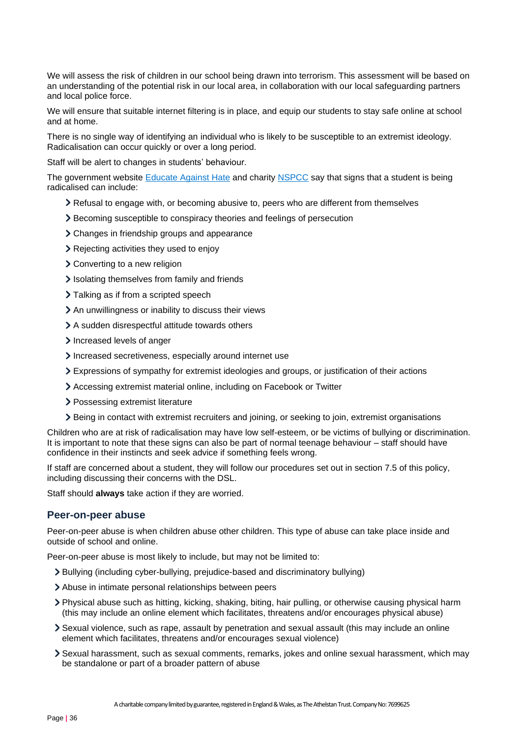We will assess the risk of children in our school being drawn into terrorism. This assessment will be based on an understanding of the potential risk in our local area, in collaboration with our local safeguarding partners and local police force.

We will ensure that suitable internet filtering is in place, and equip our students to stay safe online at school and at home.

There is no single way of identifying an individual who is likely to be susceptible to an extremist ideology. Radicalisation can occur quickly or over a long period.

Staff will be alert to changes in students' behaviour.

The government website Educate Against Hate and charity NSPCC say that signs that a student is being radicalised can include:

- Refusal to engage with, or becoming abusive to, peers who are different from themselves
- Becoming susceptible to conspiracy theories and feelings of persecution
- Changes in friendship groups and appearance
- Rejecting activities they used to enjoy
- Converting to a new religion
- Isolating themselves from family and friends
- Talking as if from a scripted speech
- An unwillingness or inability to discuss their views
- A sudden disrespectful attitude towards others
- Increased levels of anger
- Increased secretiveness, especially around internet use
- Expressions of sympathy for extremist ideologies and groups, or justification of their actions
- Accessing extremist material online, including on Facebook or Twitter
- Possessing extremist literature
- Being in contact with extremist recruiters and joining, or seeking to join, extremist organisations

Children who are at risk of radicalisation may have low self-esteem, or be victims of bullying or discrimination. It is important to note that these signs can also be part of normal teenage behaviour – staff should have confidence in their instincts and seek advice if something feels wrong.

If staff are concerned about a student, they will follow our procedures set out in section 7.5 of this policy, including discussing their concerns with the DSL.

Staff should **always** take action if they are worried.

## Peer-on-peer abuse

Peer-on-peer abuse is when children abuse other children. This type of abuse can take place inside and outside of school and online.

Peer-on-peer abuse is most likely to include, but may not be limited to:

- Bullying (including cyber-bullying, prejudice-based and discriminatory bullying)
- Abuse in intimate personal relationships between peers
- Physical abuse such as hitting, kicking, shaking, biting, hair pulling, or otherwise causing physical harm (this may include an online element which facilitates, threatens and/or encourages physical abuse)
- Sexual violence, such as rape, assault by penetration and sexual assault (this may include an online element which facilitates, threatens and/or encourages sexual violence)
- Sexual harassment, such as sexual comments, remarks, jokes and online sexual harassment, which may be standalone or part of a broader pattern of abuse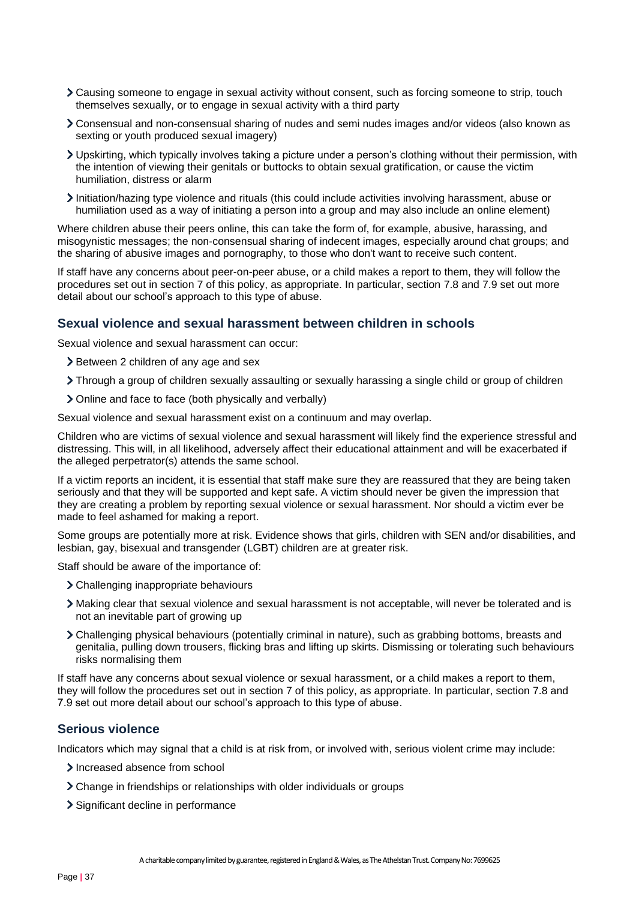- Causing someone to engage in sexual activity without consent, such as forcing someone to strip, touch themselves sexually, or to engage in sexual activity with a third party
- Consensual and non-consensual sharing of nudes and semi nudes images and/or videos (also known as sexting or youth produced sexual imagery)
- Upskirting, which typically involves taking a picture under a person's clothing without their permission, with the intention of viewing their genitals or buttocks to obtain sexual gratification, or cause the victim humiliation, distress or alarm
- Initiation/hazing type violence and rituals (this could include activities involving harassment, abuse or humiliation used as a way of initiating a person into a group and may also include an online element)

Where children abuse their peers online, this can take the form of, for example, abusive, harassing, and misogynistic messages; the non-consensual sharing of indecent images, especially around chat groups; and the sharing of abusive images and pornography, to those who don't want to receive such content.

If staff have any concerns about peer-on-peer abuse, or a child makes a report to them, they will follow the procedures set out in section 7 of this policy, as appropriate. In particular, section 7.8 and 7.9 set out more detail about our school's approach to this type of abuse.

### Sexual violence and sexual harassment between children in schools

Sexual violence and sexual harassment can occur:

- Between 2 children of any age and sex
- Through a group of children sexually assaulting or sexually harassing a single child or group of children
- Online and face to face (both physically and verbally)

Sexual violence and sexual harassment exist on a continuum and may overlap.

Children who are victims of sexual violence and sexual harassment will likely find the experience stressful and distressing. This will, in all likelihood, adversely affect their educational attainment and will be exacerbated if the alleged perpetrator(s) attends the same school.

If a victim reports an incident, it is essential that staff make sure they are reassured that they are being taken seriously and that they will be supported and kept safe. A victim should never be given the impression that they are creating a problem by reporting sexual violence or sexual harassment. Nor should a victim ever be made to feel ashamed for making a report.

Some groups are potentially more at risk. Evidence shows that girls, children with SEN and/or disabilities, and lesbian, gay, bisexual and transgender (LGBT) children are at greater risk.

Staff should be aware of the importance of:

- Challenging inappropriate behaviours
- Making clear that sexual violence and sexual harassment is not acceptable, will never be tolerated and is not an inevitable part of growing up
- Challenging physical behaviours (potentially criminal in nature), such as grabbing bottoms, breasts and genitalia, pulling down trousers, flicking bras and lifting up skirts. Dismissing or tolerating such behaviours risks normalising them

If staff have any concerns about sexual violence or sexual harassment, or a child makes a report to them, they will follow the procedures set out in section 7 of this policy, as appropriate. In particular, section 7.8 and 7.9 set out more detail about our school's approach to this type of abuse.

### Serious violence

Indicators which may signal that a child is at risk from, or involved with, serious violent crime may include:

- Increased absence from school
- Change in friendships or relationships with older individuals or groups
- Significant decline in performance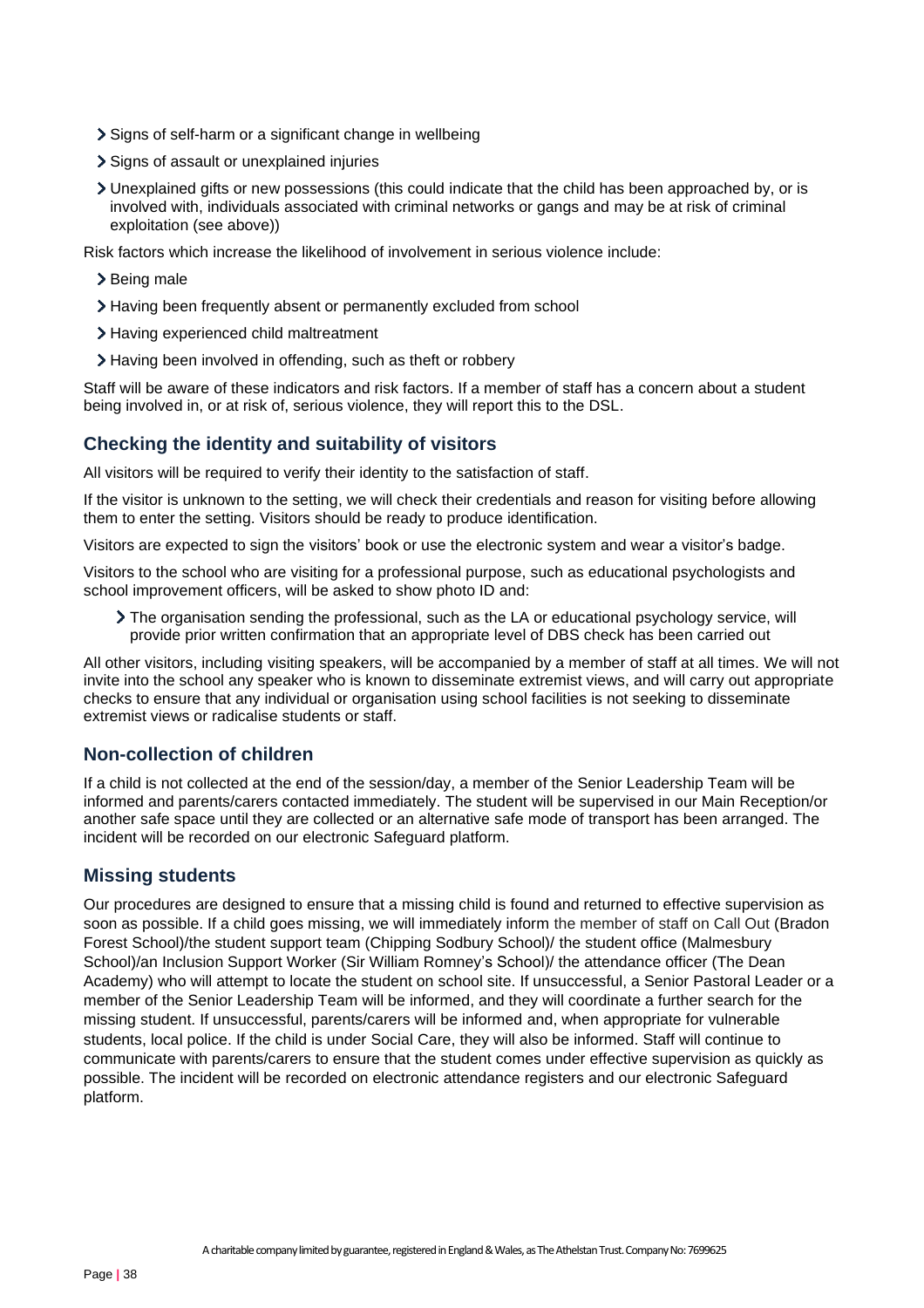- Signs of self-harm or a significant change in wellbeing
- Signs of assault or unexplained injuries
- Unexplained gifts or new possessions (this could indicate that the child has been approached by, or is involved with, individuals associated with criminal networks or gangs and may be at risk of criminal exploitation (see above))

Risk factors which increase the likelihood of involvement in serious violence include:

- Being male
- Having been frequently absent or permanently excluded from school
- Having experienced child maltreatment
- Having been involved in offending, such as theft or robbery

Staff will be aware of these indicators and risk factors. If a member of staff has a concern about a student being involved in, or at risk of, serious violence, they will report this to the DSL.

## Checking the identity and suitability of visitors

All visitors will be required to verify their identity to the satisfaction of staff.

If the visitor is unknown to the setting, we will check their credentials and reason for visiting before allowing them to enter the setting. Visitors should be ready to produce identification.

Visitors are expected to sign the visitors' book or use the electronic system and wear a visitor's badge.

Visitors to the school who are visiting for a professional purpose, such as educational psychologists and school improvement officers, will be asked to show photo ID and:

- The organisation sending the professional, such as the LA or educational psychology service, will provide prior written confirmation that an appropriate level of DBS check has been carried out

All other visitors, including visiting speakers, will be accompanied by a member of staff at all times. We will not invite into the school any speaker who is known to disseminate extremist views, and will carry out appropriate checks to ensure that any individual or organisation using school facilities is not seeking to disseminate extremist views or radicalise students or staff.

## Non-collection of children

If a child is not collected at the end of the session/day, a member of the Senior Leadership Team will be informed and parents/carers contacted immediately. The student will be supervised in our Main Reception/or another safe space until they are collected or an alternative safe mode of transport has been arranged. The incident will be recorded on our electronic Safeguard platform.

## Missing students

Our procedures are designed to ensure that a missing child is found and returned to effective supervision as soon as possible. If a child goes missing, we will immediately inform the member of staff on Call Out (Bradon Forest School)/the student support team (Chipping Sodbury School)/ the student office (Malmesbury School)/an Inclusion Support Worker (Sir William Romney's School)/ the attendance officer (The Dean Academy) who will attempt to locate the student on school site. If unsuccessful, a Senior Pastoral Leader or a member of the Senior Leadership Team will be informed, and they will coordinate a further search for the missing student. If unsuccessful, parents/carers will be informed and, when appropriate for vulnerable students, local police. If the child is under Social Care, they will also be informed. Staff will continue to communicate with parents/carers to ensure that the student comes under effective supervision as quickly as possible. The incident will be recorded on electronic attendance registers and our electronic Safeguard platform.